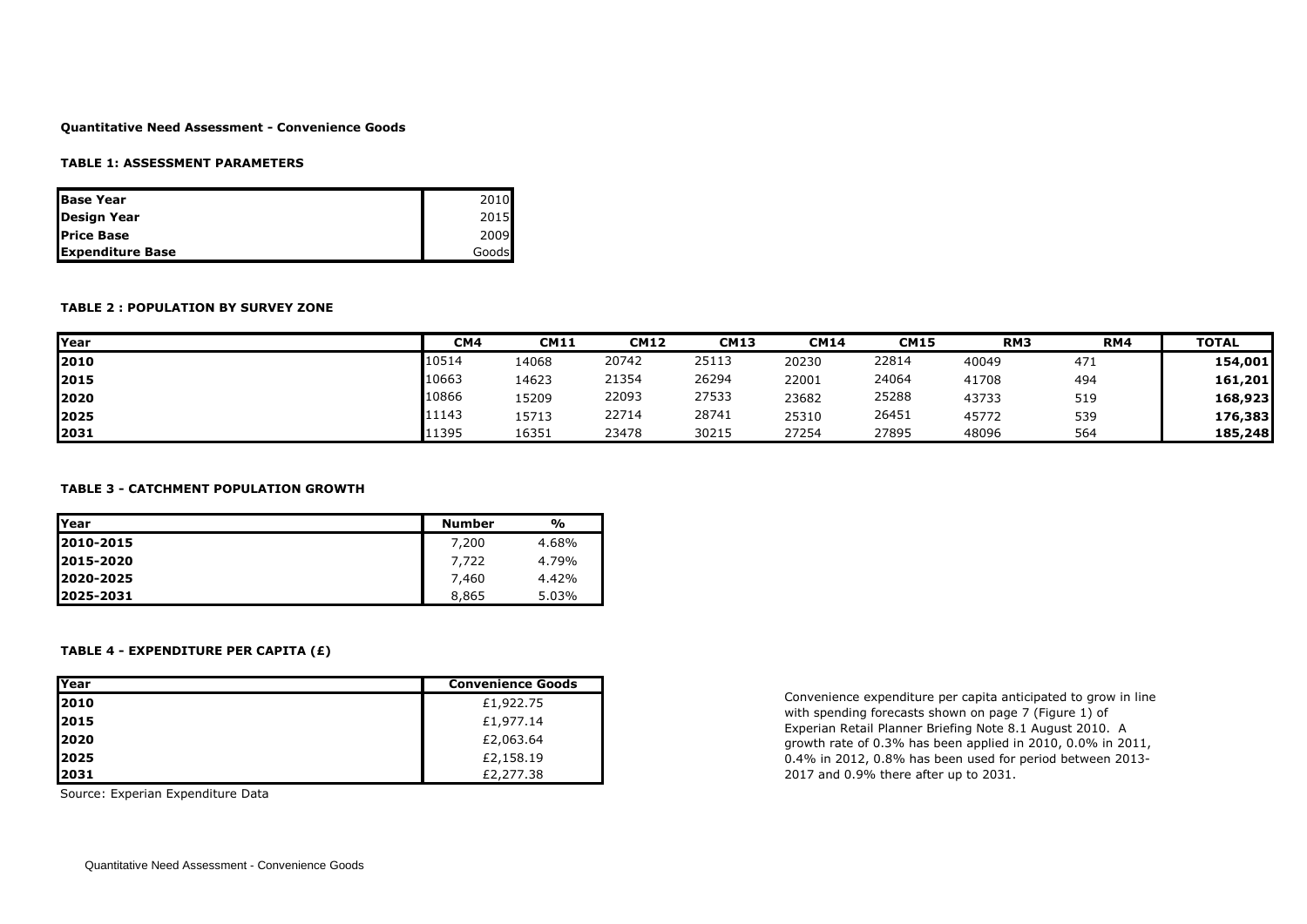**Quantitative Need Assessment - Convenience Goods**

**TABLE 1: ASSESSMENT PARAMETERS**

| | |
|---|---|
| **Base Year** | 2010 |
| **Design Year** | 2015 |
| **Price Base** | 2009 |
| **Expenditure Base** | Goods |

**TABLE 2 : POPULATION BY SURVEY ZONE**

| Year | CM4 | CM11 | CM12 | CM13 | CM14 | CM15 | RM3 | RM4 | TOTAL |
|---|---|---|---|---|---|---|---|---|---|
| **2010** | 10514 | 14068 | 20742 | 25113 | 20230 | 22814 | 40049 | 471 | **154,001** |
| **2015** | 10663 | 14623 | 21354 | 26294 | 22001 | 24064 | 41708 | 494 | **161,201** |
| **2020** | 10866 | 15209 | 22093 | 27533 | 23682 | 25288 | 43733 | 519 | **168,923** |
| **2025** | 11143 | 15713 | 22714 | 28741 | 25310 | 26451 | 45772 | 539 | **176,383** |
| **2031** | 11395 | 16351 | 23478 | 30215 | 27254 | 27895 | 48096 | 564 | **185,248** |

**TABLE 3 - CATCHMENT POPULATION GROWTH**

| Year | Number | % |
|---|---|---|
| **2010-2015** | 7,200 | 4.68% |
| **2015-2020** | 7,722 | 4.79% |
| **2020-2025** | 7,460 | 4.42% |
| **2025-2031** | 8,865 | 5.03% |

**TABLE 4 - EXPENDITURE PER CAPITA (£)**

| Year | Convenience Goods |
|---|---|
| **2010** | £1,922.75 |
| **2015** | £1,977.14 |
| **2020** | £2,063.64 |
| **2025** | £2,158.19 |
| **2031** | £2,277.38 |

Source: Experian Expenditure Data

Convenience expenditure per capita anticipated to grow in line with spending forecasts shown on page 7 (Figure 1) of Experian Retail Planner Briefing Note 8.1 August 2010. A growth rate of 0.3% has been applied in 2010, 0.0% in 2011, 0.4% in 2012, 0.8% has been used for period between 2013-2017 and 0.9% there after up to 2031.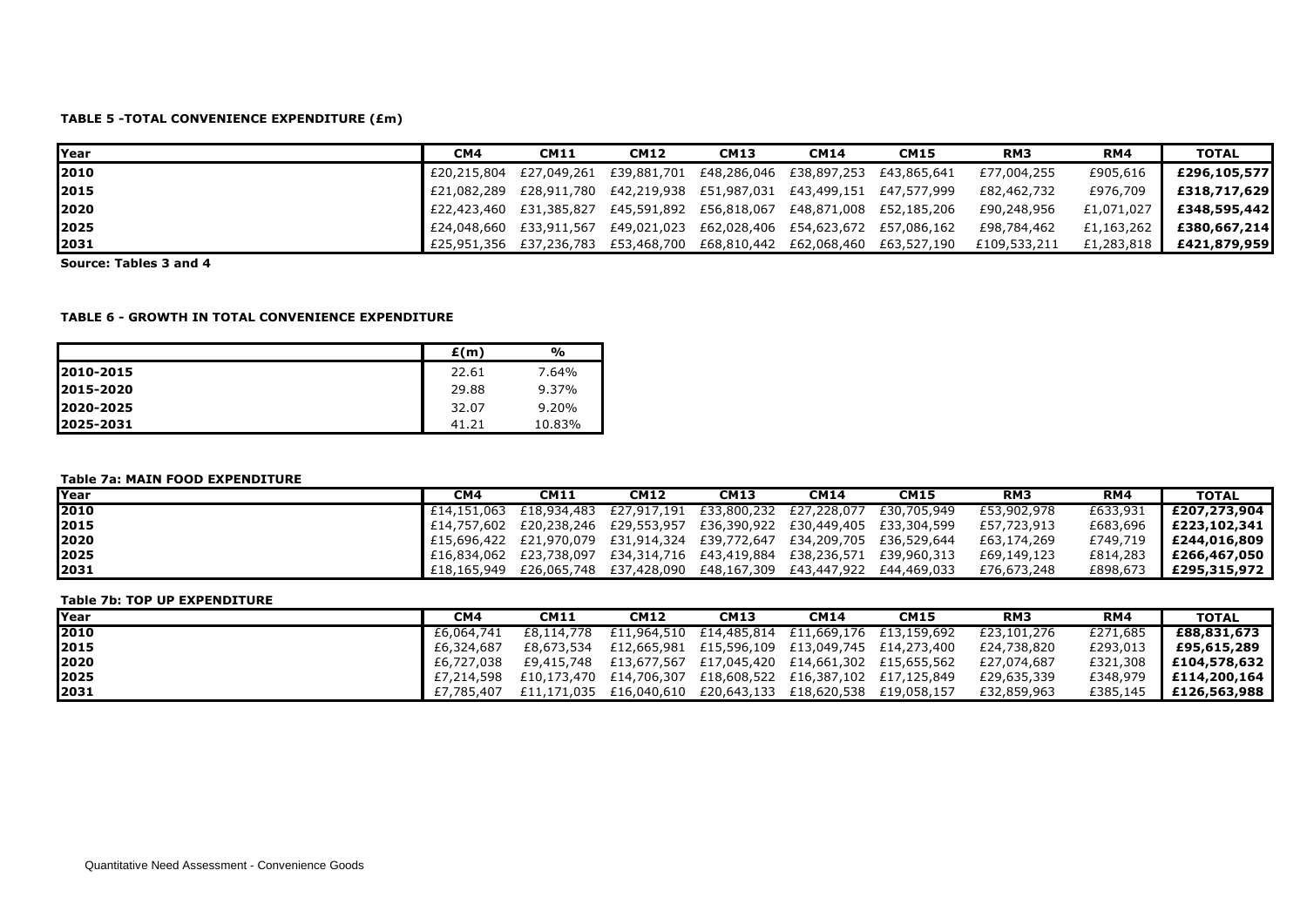**TABLE 5 -TOTAL CONVENIENCE EXPENDITURE (£m)**

| Year | CM4 | CM11 | CM12 | CM13 | CM14 | CM15 | RM3 | RM4 | TOTAL |
|---|---|---|---|---|---|---|---|---|---|
| **2010** | £20,215,804 | £27,049,261 | £39,881,701 | £48,286,046 | £38,897,253 | £43,865,641 | £77,004,255 | £905,616 | **£296,105,577** |
| **2015** | £21,082,289 | £28,911,780 | £42,219,938 | £51,987,031 | £43,499,151 | £47,577,999 | £82,462,732 | £976,709 | **£318,717,629** |
| **2020** | £22,423,460 | £31,385,827 | £45,591,892 | £56,818,067 | £48,871,008 | £52,185,206 | £90,248,956 | £1,071,027 | **£348,595,442** |
| **2025** | £24,048,660 | £33,911,567 | £49,021,023 | £62,028,406 | £54,623,672 | £57,086,162 | £98,784,462 | £1,163,262 | **£380,667,214** |
| **2031** | £25,951,356 | £37,236,783 | £53,468,700 | £68,810,442 | £62,068,460 | £63,527,190 | £109,533,211 | £1,283,818 | **£421,879,959** |

**Source: Tables 3 and 4**

**TABLE 6 - GROWTH IN TOTAL CONVENIENCE EXPENDITURE**

| | £(m) | % |
|---|---|---|
| **2010-2015** | 22.61 | 7.64% |
| **2015-2020** | 29.88 | 9.37% |
| **2020-2025** | 32.07 | 9.20% |
| **2025-2031** | 41.21 | 10.83% |

**Table 7a: MAIN FOOD EXPENDITURE**

| Year | CM4 | CM11 | CM12 | CM13 | CM14 | CM15 | RM3 | RM4 | TOTAL |
|---|---|---|---|---|---|---|---|---|---|
| **2010** | £14,151,063 | £18,934,483 | £27,917,191 | £33,800,232 | £27,228,077 | £30,705,949 | £53,902,978 | £633,931 | **£207,273,904** |
| **2015** | £14,757,602 | £20,238,246 | £29,553,957 | £36,390,922 | £30,449,405 | £33,304,599 | £57,723,913 | £683,696 | **£223,102,341** |
| **2020** | £15,696,422 | £21,970,079 | £31,914,324 | £39,772,647 | £34,209,705 | £36,529,644 | £63,174,269 | £749,719 | **£244,016,809** |
| **2025** | £16,834,062 | £23,738,097 | £34,314,716 | £43,419,884 | £38,236,571 | £39,960,313 | £69,149,123 | £814,283 | **£266,467,050** |
| **2031** | £18,165,949 | £26,065,748 | £37,428,090 | £48,167,309 | £43,447,922 | £44,469,033 | £76,673,248 | £898,673 | **£295,315,972** |

**Table 7b: TOP UP EXPENDITURE**

| Year | CM4 | CM11 | CM12 | CM13 | CM14 | CM15 | RM3 | RM4 | TOTAL |
|---|---|---|---|---|---|---|---|---|---|
| **2010** | £6,064,741 | £8,114,778 | £11,964,510 | £14,485,814 | £11,669,176 | £13,159,692 | £23,101,276 | £271,685 | **£88,831,673** |
| **2015** | £6,324,687 | £8,673,534 | £12,665,981 | £15,596,109 | £13,049,745 | £14,273,400 | £24,738,820 | £293,013 | **£95,615,289** |
| **2020** | £6,727,038 | £9,415,748 | £13,677,567 | £17,045,420 | £14,661,302 | £15,655,562 | £27,074,687 | £321,308 | **£104,578,632** |
| **2025** | £7,214,598 | £10,173,470 | £14,706,307 | £18,608,522 | £16,387,102 | £17,125,849 | £29,635,339 | £348,979 | **£114,200,164** |
| **2031** | £7,785,407 | £11,171,035 | £16,040,610 | £20,643,133 | £18,620,538 | £19,058,157 | £32,859,963 | £385,145 | **£126,563,988** |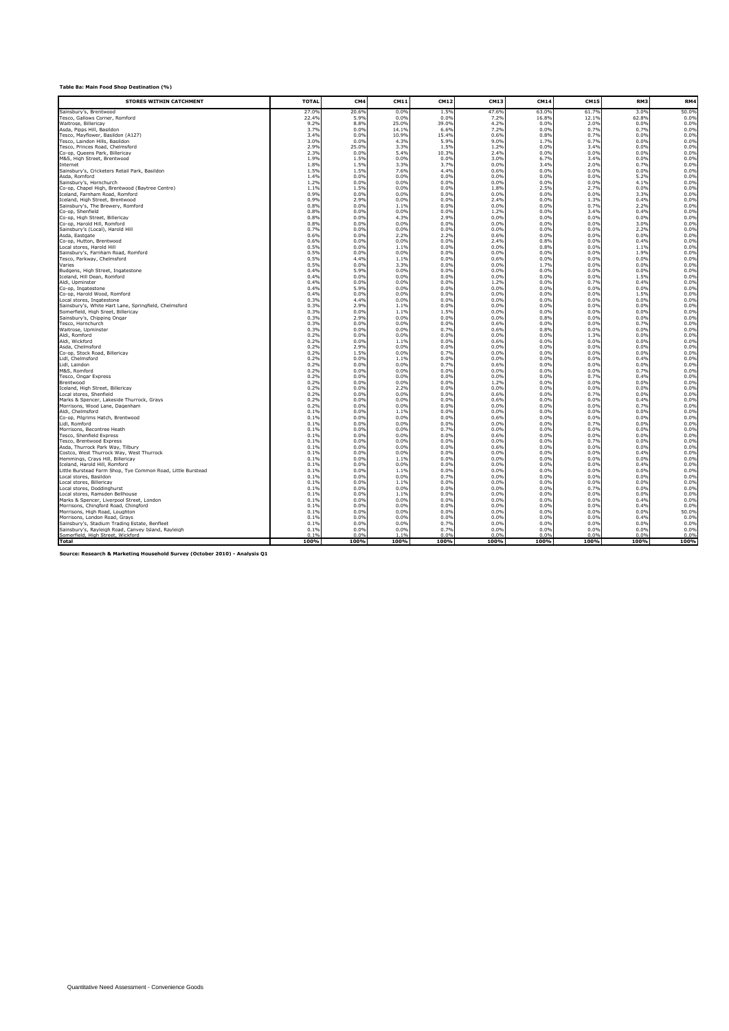**Table 8a: Main Food Shop Destination (%)**

| STORES WITHIN CATCHMENT | TOTAL | CM4 | CM11 | CM12 | CM13 | CM14 | CM15 | RM3 | RM4 |
|---|---|---|---|---|---|---|---|---|---|
| Sainsbury's, Brentwood | 27.0% | 20.6% | 0.0% | 1.5% | 47.6% | 63.0% | 61.7% | 3.0% | 50.0% |
| Tesco, Gallows Corner, Romford | 22.4% | 5.9% | 0.0% | 0.0% | 7.2% | 16.8% | 12.1% | 62.8% | 0.0% |
| Waitrose, Billericay | 9.2% | 8.8% | 25.0% | 39.0% | 4.2% | 0.0% | 2.0% | 0.0% | 0.0% |
| Asda, Pipps Hill, Basildon | 3.7% | 0.0% | 14.1% | 6.6% | 7.2% | 0.0% | 0.7% | 0.7% | 0.0% |
| Tesco, Mayflower, Basildon (A127) | 3.4% | 0.0% | 10.9% | 15.4% | 0.6% | 0.8% | 0.7% | 0.0% | 0.0% |
| Tesco, Laindon Hills, Basildon | 3.0% | 0.0% | 4.3% | 5.9% | 9.0% | 1.7% | 0.7% | 0.0% | 0.0% |
| Tesco, Princes Road, Chelmsford | 2.9% | 25.0% | 3.3% | 1.5% | 1.2% | 0.0% | 3.4% | 0.0% | 0.0% |
| Co-op, Queens Park, Billericay | 2.3% | 0.0% | 5.4% | 10.3% | 2.4% | 0.0% | 0.0% | 0.0% | 0.0% |
| M&S, High Street, Brentwood | 1.9% | 1.5% | 0.0% | 0.0% | 3.0% | 6.7% | 3.4% | 0.0% | 0.0% |
| Internet | 1.8% | 1.5% | 3.3% | 3.7% | 0.0% | 3.4% | 2.0% | 0.7% | 0.0% |
| Sainsbury's, Cricketers Retail Park, Basildon | 1.5% | 1.5% | 7.6% | 4.4% | 0.6% | 0.0% | 0.0% | 0.0% | 0.0% |
| Asda, Romford | 1.4% | 0.0% | 0.0% | 0.0% | 0.0% | 0.0% | 0.0% | 5.2% | 0.0% |
| Sainsbury's, Hornchurch | 1.2% | 0.0% | 0.0% | 0.0% | 0.0% | 0.0% | 0.0% | 4.1% | 0.0% |
| Co-op, Chapel High, Brentwood (Baytree Centre) | 1.1% | 1.5% | 0.0% | 0.0% | 1.8% | 2.5% | 2.7% | 0.0% | 0.0% |
| Iceland, Farnham Road, Romford | 0.9% | 0.0% | 0.0% | 0.0% | 0.0% | 0.0% | 0.0% | 3.3% | 0.0% |
| Iceland, High Street, Brentwood | 0.9% | 2.9% | 0.0% | 0.0% | 2.4% | 0.0% | 1.3% | 0.4% | 0.0% |
| Sainsbury's, The Brewery, Romford | 0.8% | 0.0% | 1.1% | 0.0% | 0.0% | 0.0% | 0.7% | 2.2% | 0.0% |
| Co-op, Shenfield | 0.8% | 0.0% | 0.0% | 0.0% | 1.2% | 0.0% | 3.4% | 0.4% | 0.0% |
| Co-op, High Street, Billericay | 0.8% | 0.0% | 4.3% | 2.9% | 0.0% | 0.0% | 0.0% | 0.0% | 0.0% |
| Co-op, Harold Hill, Romford | 0.8% | 0.0% | 0.0% | 0.0% | 0.0% | 0.0% | 0.0% | 3.0% | 0.0% |
| Sainsbury's (Local), Harold Hill | 0.7% | 0.0% | 0.0% | 0.0% | 0.0% | 0.0% | 0.0% | 2.2% | 0.0% |
| Asda, Eastgate | 0.6% | 0.0% | 2.2% | 2.2% | 0.6% | 0.0% | 0.0% | 0.0% | 0.0% |
| Co-op, Hutton, Brentwood | 0.6% | 0.0% | 0.0% | 0.0% | 2.4% | 0.8% | 0.0% | 0.4% | 0.0% |
| Local stores, Harold Hill | 0.5% | 0.0% | 1.1% | 0.0% | 0.0% | 0.8% | 0.0% | 1.1% | 0.0% |
| Sainsbury's, Farnham Road, Romford | 0.5% | 0.0% | 0.0% | 0.0% | 0.0% | 0.0% | 0.0% | 1.9% | 0.0% |
| Tesco, Parkway, Chelmsford | 0.5% | 4.4% | 1.1% | 0.0% | 0.6% | 0.0% | 0.0% | 0.0% | 0.0% |
| Varies | 0.5% | 0.0% | 3.3% | 0.0% | 0.0% | 1.7% | 0.0% | 0.0% | 0.0% |
| Budgens, High Street, Ingatestone | 0.4% | 5.9% | 0.0% | 0.0% | 0.0% | 0.0% | 0.0% | 0.0% | 0.0% |
| Iceland, Hill Dean, Romford | 0.4% | 0.0% | 0.0% | 0.0% | 0.0% | 0.0% | 0.0% | 1.5% | 0.0% |
| Aldi, Upminster | 0.4% | 0.0% | 0.0% | 0.0% | 1.2% | 0.0% | 0.7% | 0.4% | 0.0% |
| Co-op, Ingatestone | 0.4% | 5.9% | 0.0% | 0.0% | 0.0% | 0.0% | 0.0% | 0.0% | 0.0% |
| Co-op, Harold Wood, Romford | 0.4% | 0.0% | 0.0% | 0.0% | 0.0% | 0.0% | 0.0% | 1.5% | 0.0% |
| Local stores, Ingatestone | 0.3% | 4.4% | 0.0% | 0.0% | 0.0% | 0.0% | 0.0% | 0.0% | 0.0% |
| Sainsbury's, White Hart Lane, Springfield, Chelmsford | 0.3% | 2.9% | 1.1% | 0.0% | 0.0% | 0.0% | 0.0% | 0.0% | 0.0% |
| Somerfield, High Sreet, Billericay | 0.3% | 0.0% | 1.1% | 1.5% | 0.0% | 0.0% | 0.0% | 0.0% | 0.0% |
| Sainsbury's, Chipping Ongar | 0.3% | 2.9% | 0.0% | 0.0% | 0.0% | 0.8% | 0.0% | 0.0% | 0.0% |
| Tesco, Hornchurch | 0.3% | 0.0% | 0.0% | 0.0% | 0.6% | 0.0% | 0.0% | 0.7% | 0.0% |
| Waitrose, Upminster | 0.3% | 0.0% | 0.0% | 0.7% | 0.6% | 0.8% | 0.0% | 0.0% | 0.0% |
| Aldi, Romford | 0.2% | 0.0% | 0.0% | 0.0% | 0.0% | 0.0% | 1.3% | 0.0% | 0.0% |
| Aldi, Wickford | 0.2% | 0.0% | 1.1% | 0.0% | 0.6% | 0.0% | 0.0% | 0.0% | 0.0% |
| Asda, Chelmsford | 0.2% | 2.9% | 0.0% | 0.0% | 0.0% | 0.0% | 0.0% | 0.0% | 0.0% |
| Co-op, Stock Road, Billericay | 0.2% | 1.5% | 0.0% | 0.7% | 0.0% | 0.0% | 0.0% | 0.0% | 0.0% |
| Lidl, Chelmsford | 0.2% | 0.0% | 1.1% | 0.0% | 0.0% | 0.0% | 0.0% | 0.4% | 0.0% |
| Lidl, Laindon | 0.2% | 0.0% | 0.0% | 0.7% | 0.6% | 0.0% | 0.0% | 0.0% | 0.0% |
| M&S, Romford | 0.2% | 0.0% | 0.0% | 0.0% | 0.0% | 0.0% | 0.0% | 0.7% | 0.0% |
| Tesco, Ongar Express | 0.2% | 0.0% | 0.0% | 0.0% | 0.0% | 0.0% | 0.7% | 0.4% | 0.0% |
| Brentwood | 0.2% | 0.0% | 0.0% | 0.0% | 1.2% | 0.0% | 0.0% | 0.0% | 0.0% |
| Iceland, High Street, Billericay | 0.2% | 0.0% | 2.2% | 0.0% | 0.0% | 0.0% | 0.0% | 0.0% | 0.0% |
| Local stores, Shenfield | 0.2% | 0.0% | 0.0% | 0.0% | 0.6% | 0.0% | 0.7% | 0.0% | 0.0% |
| Marks & Spencer, Lakeside Thurrock, Grays | 0.2% | 0.0% | 0.0% | 0.0% | 0.6% | 0.0% | 0.0% | 0.4% | 0.0% |
| Morrisons, Wood Lane, Dagenham | 0.2% | 0.0% | 0.0% | 0.0% | 0.0% | 0.0% | 0.0% | 0.7% | 0.0% |
| Aldi, Chelmsford | 0.1% | 0.0% | 1.1% | 0.0% | 0.0% | 0.0% | 0.0% | 0.0% | 0.0% |
| Co-op, Pilgrims Hatch, Brentwood | 0.1% | 0.0% | 0.0% | 0.0% | 0.6% | 0.0% | 0.0% | 0.0% | 0.0% |
| Lidl, Romford | 0.1% | 0.0% | 0.0% | 0.0% | 0.0% | 0.0% | 0.7% | 0.0% | 0.0% |
| Morrisons, Becontree Heath | 0.1% | 0.0% | 0.0% | 0.7% | 0.0% | 0.0% | 0.0% | 0.0% | 0.0% |
| Tesco, Shenfield Express | 0.1% | 0.0% | 0.0% | 0.0% | 0.6% | 0.0% | 0.0% | 0.0% | 0.0% |
| Tesco, Brentwood Express | 0.1% | 0.0% | 0.0% | 0.0% | 0.0% | 0.0% | 0.7% | 0.0% | 0.0% |
| Asda, Thurrock Park Way, Tilbury | 0.1% | 0.0% | 0.0% | 0.0% | 0.6% | 0.0% | 0.0% | 0.0% | 0.0% |
| Costco, West Thurrock Way, West Thurrock | 0.1% | 0.0% | 0.0% | 0.0% | 0.0% | 0.0% | 0.0% | 0.4% | 0.0% |
| Hemmings, Crays Hill, Billericay | 0.1% | 0.0% | 1.1% | 0.0% | 0.0% | 0.0% | 0.0% | 0.0% | 0.0% |
| Iceland, Harold Hill, Romford | 0.1% | 0.0% | 0.0% | 0.0% | 0.0% | 0.0% | 0.0% | 0.4% | 0.0% |
| Little Burstead Farm Shop, Tye Common Road, Little Burstead | 0.1% | 0.0% | 1.1% | 0.0% | 0.0% | 0.0% | 0.0% | 0.0% | 0.0% |
| Local stores, Basildon | 0.1% | 0.0% | 0.0% | 0.7% | 0.0% | 0.0% | 0.0% | 0.0% | 0.0% |
| Local stores, Billericay | 0.1% | 0.0% | 1.1% | 0.0% | 0.0% | 0.0% | 0.0% | 0.0% | 0.0% |
| Local stores, Doddinghurst | 0.1% | 0.0% | 0.0% | 0.0% | 0.0% | 0.0% | 0.7% | 0.0% | 0.0% |
| Local stores, Ramsden Bellhouse | 0.1% | 0.0% | 1.1% | 0.0% | 0.0% | 0.0% | 0.0% | 0.0% | 0.0% |
| Marks & Spencer, Liverpool Street, London | 0.1% | 0.0% | 0.0% | 0.0% | 0.0% | 0.0% | 0.0% | 0.4% | 0.0% |
| Morrisons, Chingford Road, Chingford | 0.1% | 0.0% | 0.0% | 0.0% | 0.0% | 0.0% | 0.0% | 0.4% | 0.0% |
| Morrisons, High Road, Loughton | 0.1% | 0.0% | 0.0% | 0.0% | 0.0% | 0.0% | 0.0% | 0.0% | 50.0% |
| Morrisons, London Road, Grays | 0.1% | 0.0% | 0.0% | 0.0% | 0.0% | 0.0% | 0.0% | 0.4% | 0.0% |
| Sainsbury's, Stadium Trading Estate, Benfleet | 0.1% | 0.0% | 0.0% | 0.7% | 0.0% | 0.0% | 0.0% | 0.0% | 0.0% |
| Sainsbury's, Rayleigh Road, Canvey Island, Rayleigh | 0.1% | 0.0% | 0.0% | 0.7% | 0.0% | 0.0% | 0.0% | 0.0% | 0.0% |
| Somerfield, High Street, Wickford | 0.1% | 0.0% | 1.1% | 0.0% | 0.0% | 0.0% | 0.0% | 0.0% | 0.0% |
| **Total** | **100%** | **100%** | **100%** | **100%** | **100%** | **100%** | **100%** | **100%** | **100%** |

**Source: Research & Marketing Household Survey (October 2010) - Analysis Q1**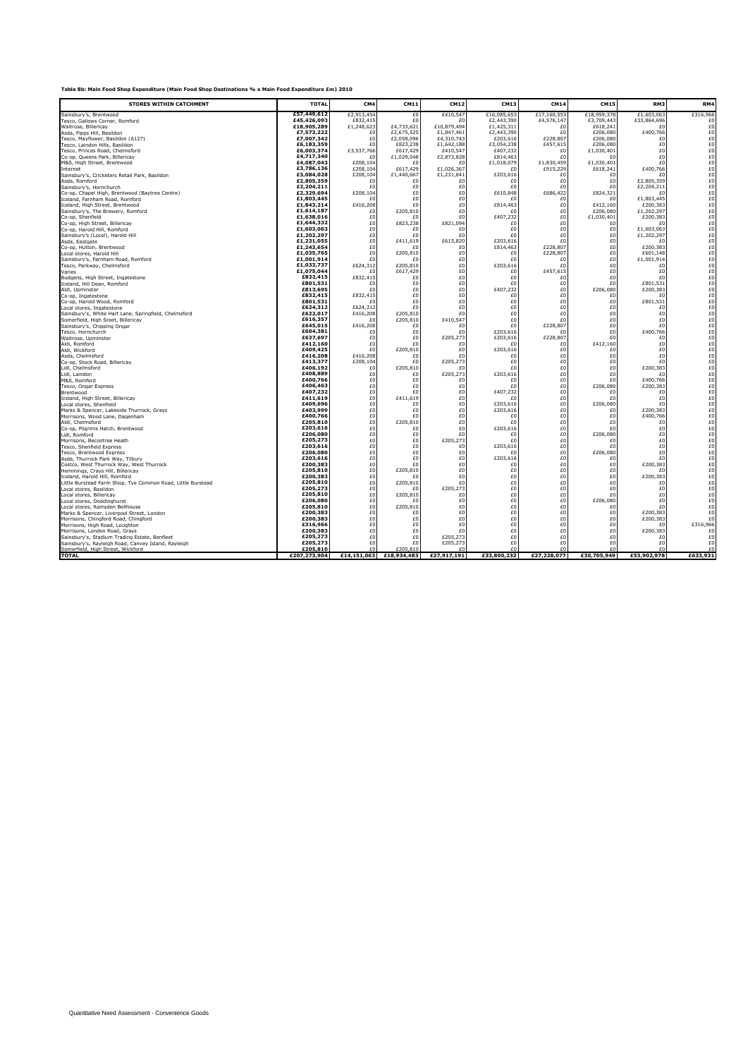**Table 8b: Main Food Shop Expenditure (Main Food Shop Destinations % x Main Food Expenditure £m) 2010**

| STORES WITHIN CATCHMENT | TOTAL | CM4 | CM11 | CM12 | CM13 | CM14 | CM15 | RM3 | RM4 |
|---|---|---|---|---|---|---|---|---|---|
| Sainsbury's, Brentwood | £57,449,612 | £2,913,454 | £0 | £410,547 | £16,085,653 | £17,160,553 | £18,959,378 | £1,603,063 | £316,966 |
| Tesco, Gallows Corner, Romford | £45,426,093 | £832,415 | £0 | £0 | £2,443,390 | £4,576,147 | £3,709,443 | £33,864,696 | £0 |
| Waitrose, Billericay | £18,905,289 | £1,248,623 | £4,733,621 | £10,879,494 | £1,425,311 | £0 | £618,241 | £0 | £0 |
| Asda, Pipps Hill, Basildon | £7,573,222 | £0 | £2,675,525 | £1,847,461 | £2,443,390 | £0 | £206,080 | £400,766 | £0 |
| Tesco, Mayflower, Basildon (A127) | £7,007,342 | £0 | £2,058,096 | £4,310,743 | £203,616 | £228,807 | £206,080 | £0 | £0 |
| Tesco, Laindon Hills, Basildon | £6,183,359 | £0 | £823,238 | £1,642,188 | £3,054,238 | £457,615 | £206,080 | £0 | £0 |
| Tesco, Princes Road, Chelmsford | £6,003,374 | £3,537,766 | £617,429 | £410,547 | £407,232 | £0 | £1,030,401 | £0 | £0 |
| Co-op, Queens Park, Billericay | £4,717,340 | £0 | £1,029,048 | £2,873,828 | £814,463 | £0 | £0 | £0 | £0 |
| M&S, High Street, Brentwood | £4,087,043 | £208,104 | £0 | £0 | £1,018,079 | £1,830,459 | £1,030,401 | £0 | £0 |
| Internet | £3,786,136 | £208,104 | £617,429 | £1,026,367 | £0 | £915,229 | £618,241 | £400,766 | £0 |
| Sainsbury's, Cricketers Retail Park, Basildon | £3,084,028 | £208,104 | £1,440,667 | £1,231,641 | £203,616 | £0 | £0 | £0 | £0 |
| Asda, Romford | £2,805,359 | £0 | £0 | £0 | £0 | £0 | £0 | £2,805,359 | £0 |
| Sainsbury's, Hornchurch | £2,204,211 | £0 | £0 | £0 | £0 | £0 | £0 | £2,204,211 | £0 |
| Co-op, Chapel High, Brentwood (Baytree Centre) | £2,329,694 | £208,104 | £0 | £0 | £610,848 | £686,422 | £824,321 | £0 | £0 |
| Iceland, Farnham Road, Romford | £1,803,445 | £0 | £0 | £0 | £0 | £0 | £0 | £1,803,445 | £0 |
| Iceland, High Street, Brentwood | £1,843,214 | £416,208 | £0 | £0 | £814,463 | £0 | £412,160 | £200,383 | £0 |
| Sainsbury's, The Brewery, Romford | £1,614,187 | £0 | £205,810 | £0 | £0 | £0 | £206,080 | £1,202,297 | £0 |
| Co-op, Shenfield | £1,638,016 | £0 | £0 | £0 | £407,232 | £0 | £1,030,401 | £200,383 | £0 |
| Co-op, High Street, Billericay | £1,644,332 | £0 | £823,238 | £821,094 | £0 | £0 | £0 | £0 | £0 |
| Co-op, Harold Hill, Romford | £1,603,063 | £0 | £0 | £0 | £0 | £0 | £0 | £1,603,063 | £0 |
| Sainsbury's (Local), Harold Hill | £1,202,297 | £0 | £0 | £0 | £0 | £0 | £0 | £1,202,297 | £0 |
| Asda, Eastgate | £1,231,055 | £0 | £411,619 | £615,820 | £203,616 | £0 | £0 | £0 | £0 |
| Co-op, Hutton, Brentwood | £1,243,654 | £0 | £0 | £0 | £814,463 | £228,807 | £0 | £200,383 | £0 |
| Local stores, Harold Hill | £1,035,765 | £0 | £205,810 | £0 | £0 | £228,807 | £0 | £601,148 | £0 |
| Sainsbury's, Farnham Road, Romford | £1,001,914 | £0 | £0 | £0 | £0 | £0 | £0 | £1,001,914 | £0 |
| Tesco, Parkway, Chelmsford | £1,033,737 | £624,312 | £205,810 | £0 | £203,616 | £0 | £0 | £0 | £0 |
| Varies | £1,075,044 | £0 | £617,429 | £0 | £0 | £457,615 | £0 | £0 | £0 |
| Budgens, High Street, Ingatestone | £832,415 | £832,415 | £0 | £0 | £0 | £0 | £0 | £0 | £0 |
| Iceland, Hill Dean, Romford | £801,531 | £0 | £0 | £0 | £0 | £0 | £0 | £801,531 | £0 |
| Aldi, Upminster | £813,695 | £0 | £0 | £0 | £407,232 | £0 | £206,080 | £200,383 | £0 |
| Co-op, Ingatestone | £832,415 | £832,415 | £0 | £0 | £0 | £0 | £0 | £0 | £0 |
| Co-op, Harold Wood, Romford | £801,531 | £0 | £0 | £0 | £0 | £0 | £0 | £801,531 | £0 |
| Local stores, Ingatestone | £624,312 | £624,312 | £0 | £0 | £0 | £0 | £0 | £0 | £0 |
| Sainsbury's, White Hart Lane, Springfield, Chelmsford | £622,017 | £416,208 | £205,810 | £0 | £0 | £0 | £0 | £0 | £0 |
| Somerfield, High Street, Billericay | £616,357 | £0 | £205,810 | £410,547 | £0 | £0 | £0 | £0 | £0 |
| Sainsbury's, Chipping Ongar | £645,015 | £416,208 | £0 | £0 | £0 | £228,807 | £0 | £0 | £0 |
| Tesco, Hornchurch | £604,381 | £0 | £0 | £0 | £203,616 | £0 | £0 | £400,766 | £0 |
| Waitrose, Upminster | £637,697 | £0 | £0 | £205,273 | £203,616 | £228,807 | £0 | £0 | £0 |
| Aldi, Romford | £412,160 | £0 | £0 | £0 | £0 | £0 | £412,160 | £0 | £0 |
| Aldi, Wickford | £409,425 | £0 | £205,810 | £0 | £203,616 | £0 | £0 | £0 | £0 |
| Asda, Chelmsford | £416,208 | £416,208 | £0 | £0 | £0 | £0 | £0 | £0 | £0 |
| Co-op, Stock Road, Billericay | £413,377 | £208,104 | £0 | £205,273 | £0 | £0 | £0 | £0 | £0 |
| Lidl, Chelmsford | £406,192 | £0 | £205,810 | £0 | £0 | £0 | £0 | £200,383 | £0 |
| Lidl, Laindon | £408,889 | £0 | £0 | £205,273 | £203,616 | £0 | £0 | £0 | £0 |
| M&S, Romford | £400,766 | £0 | £0 | £0 | £0 | £0 | £0 | £400,766 | £0 |
| Tesco, Ongar Express | £406,463 | £0 | £0 | £0 | £0 | £0 | £206,080 | £200,383 | £0 |
| Brentwood | £407,232 | £0 | £0 | £0 | £407,232 | £0 | £0 | £0 | £0 |
| Iceland, High Street, Billericay | £411,619 | £0 | £411,619 | £0 | £0 | £0 | £0 | £0 | £0 |
| Local stores, Shenfield | £409,696 | £0 | £0 | £0 | £203,616 | £0 | £206,080 | £0 | £0 |
| Marks & Spencer, Lakeside Thurrock, Grays | £403,999 | £0 | £0 | £0 | £203,616 | £0 | £0 | £200,383 | £0 |
| Morrisons, Wood Lane, Dagenham | £400,766 | £0 | £0 | £0 | £0 | £0 | £0 | £400,766 | £0 |
| Aldi, Chelmsford | £205,810 | £0 | £205,810 | £0 | £0 | £0 | £0 | £0 | £0 |
| Co-op, Pilgrims Hatch, Brentwood | £203,616 | £0 | £0 | £0 | £203,616 | £0 | £0 | £0 | £0 |
| Lidl, Romford | £206,080 | £0 | £0 | £0 | £0 | £0 | £206,080 | £0 | £0 |
| Morrisons, Becontree Heath | £205,273 | £0 | £0 | £205,273 | £0 | £0 | £0 | £0 | £0 |
| Tesco, Shenfield Express | £203,616 | £0 | £0 | £0 | £203,616 | £0 | £0 | £0 | £0 |
| Tesco, Brentwood Express | £206,080 | £0 | £0 | £0 | £0 | £0 | £206,080 | £0 | £0 |
| Asda, Thurrock Park Way, Tilbury | £203,616 | £0 | £0 | £0 | £203,616 | £0 | £0 | £0 | £0 |
| Costco, West Thurrock Way, West Thurrock | £200,383 | £0 | £0 | £0 | £0 | £0 | £0 | £200,383 | £0 |
| Hemmings, Crays Hill, Billericay | £205,810 | £0 | £205,810 | £0 | £0 | £0 | £0 | £0 | £0 |
| Iceland, Harold Hill, Romford | £200,383 | £0 | £0 | £0 | £0 | £0 | £0 | £200,383 | £0 |
| Little Burstead Farm Shop, Tye Common Road, Little Burstead | £205,810 | £0 | £205,810 | £0 | £0 | £0 | £0 | £0 | £0 |
| Local stores, Basildon | £205,273 | £0 | £0 | £205,273 | £0 | £0 | £0 | £0 | £0 |
| Local stores, Billericay | £205,810 | £0 | £205,810 | £0 | £0 | £0 | £0 | £0 | £0 |
| Local stores, Doddinghurst | £206,080 | £0 | £0 | £0 | £0 | £0 | £206,080 | £0 | £0 |
| Local stores, Ramsden Bellhouse | £205,810 | £0 | £205,810 | £0 | £0 | £0 | £0 | £0 | £0 |
| Marks & Spencer, Liverpool Street, London | £200,383 | £0 | £0 | £0 | £0 | £0 | £0 | £200,383 | £0 |
| Morrisons, Chingford Road, Chingford | £200,383 | £0 | £0 | £0 | £0 | £0 | £0 | £200,383 | £0 |
| Morrisons, High Road, Loughton | £316,966 | £0 | £0 | £0 | £0 | £0 | £0 | £0 | £316,966 |
| Morrisons, London Road, Grays | £200,383 | £0 | £0 | £0 | £0 | £0 | £0 | £200,383 | £0 |
| Sainsbury's, Stadium Trading Estate, Benfleet | £205,273 | £0 | £0 | £205,273 | £0 | £0 | £0 | £0 | £0 |
| Sainsbury's, Rayleigh Road, Canvey Island, Rayleigh | £205,273 | £0 | £0 | £205,273 | £0 | £0 | £0 | £0 | £0 |
| Somerfield, High Street, Wickford | £205,810 | £0 | £205,810 | £0 | £0 | £0 | £0 | £0 | £0 |
| **TOTAL** | **£207,273,904** | **£14,151,063** | **£18,934,483** | **£27,917,191** | **£33,800,232** | **£27,228,077** | **£30,705,949** | **£53,902,978** | **£633,931** |

Quantitative Need Assessment - Convenience Goods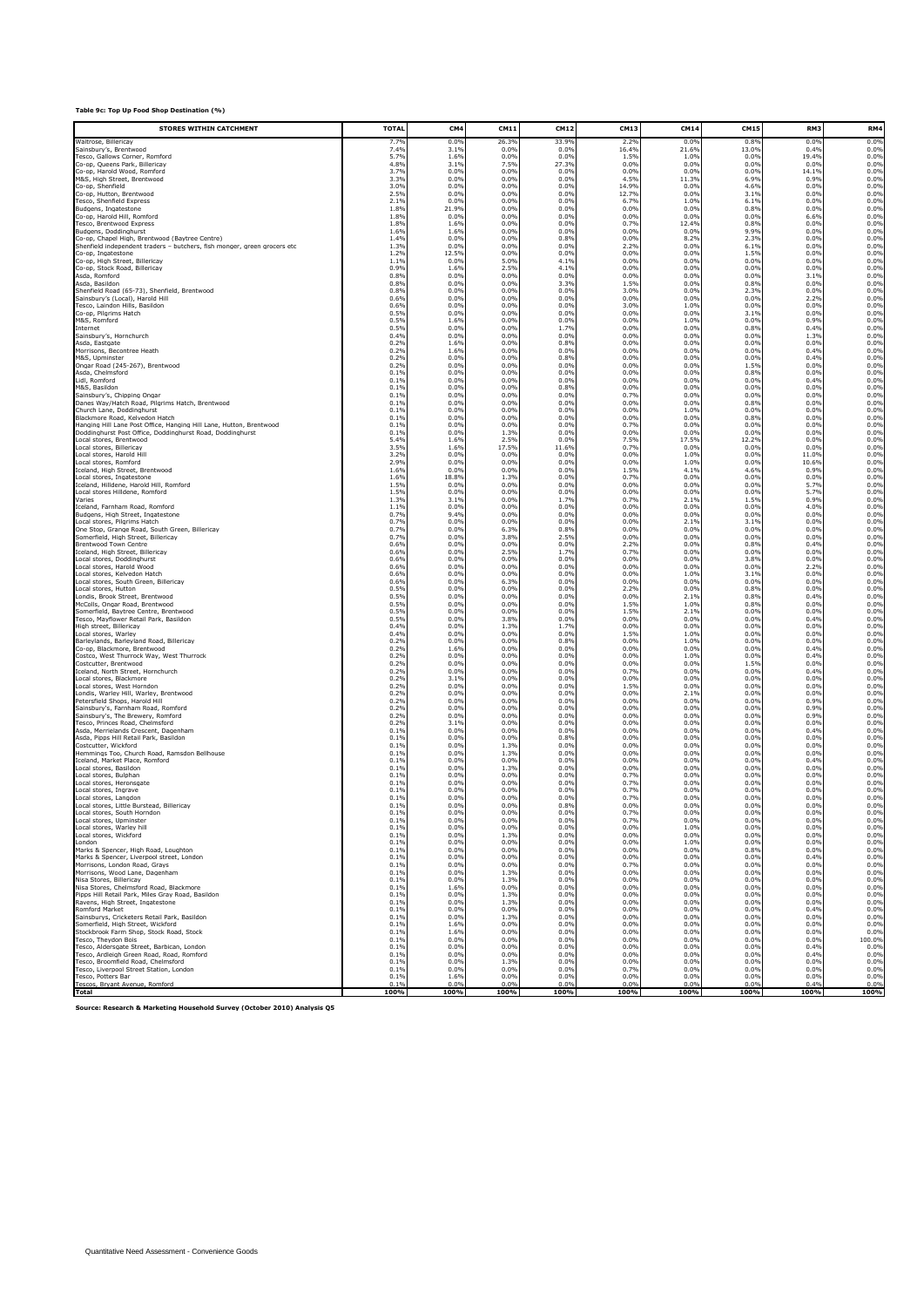**Table 9c: Top Up Food Shop Destination (%)**

| STORES WITHIN CATCHMENT | TOTAL | CM4 | CM11 | CM12 | CM13 | CM14 | CM15 | RM3 | RM4 |
|---|---|---|---|---|---|---|---|---|---|
| Waitrose, Billericay | 7.7% | 0.0% | 26.3% | 33.9% | 2.2% | 0.0% | 0.8% | 0.0% | 0.0% |
| Sainsbury's, Brentwood | 7.4% | 3.1% | 0.0% | 0.0% | 16.4% | 21.6% | 13.0% | 0.4% | 0.0% |
| Tesco, Gallows Corner, Romford | 5.7% | 1.6% | 0.0% | 0.0% | 1.5% | 1.0% | 0.0% | 19.4% | 0.0% |
| Co-op, Queens Park, Billericay | 4.8% | 3.1% | 7.5% | 27.3% | 0.0% | 0.0% | 0.0% | 0.0% | 0.0% |
| Co-op, Harold Wood, Romford | 3.7% | 0.0% | 0.0% | 0.0% | 0.0% | 0.0% | 0.0% | 14.1% | 0.0% |
| M&S, High Street, Brentwood | 3.3% | 0.0% | 0.0% | 0.0% | 4.5% | 11.3% | 6.9% | 0.9% | 0.0% |
| Co-op, Shenfield | 3.0% | 0.0% | 0.0% | 0.0% | 14.9% | 0.0% | 4.6% | 0.0% | 0.0% |
| Co-op, Hutton, Brentwood | 2.5% | 0.0% | 0.0% | 0.0% | 12.7% | 0.0% | 3.1% | 0.0% | 0.0% |
| Tesco, Shenfield Express | 2.1% | 0.0% | 0.0% | 0.0% | 6.7% | 1.0% | 6.1% | 0.0% | 0.0% |
| Budgens, Ingatestone | 1.8% | 21.9% | 0.0% | 0.0% | 0.0% | 0.0% | 0.8% | 0.0% | 0.0% |
| Co-op, Harold Hill, Romford | 1.8% | 0.0% | 0.0% | 0.0% | 0.0% | 0.0% | 0.0% | 6.6% | 0.0% |
| Tesco, Brentwood Express | 1.8% | 1.6% | 0.0% | 0.0% | 0.7% | 12.4% | 0.8% | 0.0% | 0.0% |
| Budgens, Doddinghurst | 1.6% | 1.6% | 0.0% | 0.0% | 0.0% | 0.0% | 9.9% | 0.0% | 0.0% |
| Co-op, Chapel High, Brentwood (Baytree Centre) | 1.4% | 0.0% | 0.0% | 0.8% | 0.0% | 8.2% | 2.3% | 0.0% | 0.0% |
| Shenfield independent traders – butchers, fish monger, green grocers etc | 1.3% | 0.0% | 0.0% | 0.0% | 2.2% | 0.0% | 6.1% | 0.0% | 0.0% |
| Co-op, Ingatestone | 1.2% | 12.5% | 0.0% | 0.0% | 0.0% | 0.0% | 1.5% | 0.0% | 0.0% |
| Co-op, High Street, Billericay | 1.1% | 0.0% | 5.0% | 4.1% | 0.0% | 0.0% | 0.0% | 0.0% | 0.0% |
| Co-op, Stock Road, Billericay | 0.9% | 1.6% | 2.5% | 4.1% | 0.0% | 0.0% | 0.0% | 0.0% | 0.0% |
| Asda, Romford | 0.8% | 0.0% | 0.0% | 0.0% | 0.0% | 0.0% | 0.0% | 3.1% | 0.0% |
| Asda, Basildon | 0.8% | 0.0% | 0.0% | 3.3% | 1.5% | 0.0% | 0.8% | 0.0% | 0.0% |
| Shenfield Road (65-73), Shenfield, Brentwood | 0.8% | 0.0% | 0.0% | 0.0% | 3.0% | 0.0% | 2.3% | 0.0% | 0.0% |
| Sainsbury's (Local), Harold Hill | 0.6% | 0.0% | 0.0% | 0.0% | 0.0% | 0.0% | 0.0% | 2.2% | 0.0% |
| Tesco, Laindon Hills, Basildon | 0.6% | 0.0% | 0.0% | 0.0% | 3.0% | 1.0% | 0.0% | 0.0% | 0.0% |
| Co-op, Pilgrims Hatch | 0.5% | 0.0% | 0.0% | 0.0% | 0.0% | 0.0% | 3.1% | 0.0% | 0.0% |
| M&S, Romford | 0.5% | 1.6% | 0.0% | 0.0% | 0.0% | 1.0% | 0.0% | 0.9% | 0.0% |
| Internet | 0.5% | 0.0% | 0.0% | 1.7% | 0.0% | 0.0% | 0.8% | 0.4% | 0.0% |
| Sainsbury's, Hornchurch | 0.4% | 0.0% | 0.0% | 0.0% | 0.0% | 0.0% | 0.0% | 1.3% | 0.0% |
| Asda, Eastgate | 0.2% | 1.6% | 0.0% | 0.8% | 0.0% | 0.0% | 0.0% | 0.0% | 0.0% |
| Morrisons, Becontree Heath | 0.2% | 1.6% | 0.0% | 0.0% | 0.0% | 0.0% | 0.0% | 0.4% | 0.0% |
| M&S, Upminster | 0.2% | 0.0% | 0.0% | 0.8% | 0.0% | 0.0% | 0.0% | 0.4% | 0.0% |
| Ongar Road (245-267), Brentwood | 0.2% | 0.0% | 0.0% | 0.0% | 0.0% | 0.0% | 1.5% | 0.0% | 0.0% |
| Asda, Chelmsford | 0.1% | 0.0% | 0.0% | 0.0% | 0.0% | 0.0% | 0.8% | 0.0% | 0.0% |
| Lidl, Romford | 0.1% | 0.0% | 0.0% | 0.0% | 0.0% | 0.0% | 0.0% | 0.4% | 0.0% |
| M&S, Basildon | 0.1% | 0.0% | 0.0% | 0.8% | 0.0% | 0.0% | 0.0% | 0.0% | 0.0% |
| Sainsbury's, Chipping Ongar | 0.1% | 0.0% | 0.0% | 0.0% | 0.7% | 0.0% | 0.0% | 0.0% | 0.0% |
| Danes Way/Hatch Road, Pilgrims Hatch, Brentwood | 0.1% | 0.0% | 0.0% | 0.0% | 0.0% | 0.0% | 0.8% | 0.0% | 0.0% |
| Church Lane, Doddinghurst | 0.1% | 0.0% | 0.0% | 0.0% | 0.0% | 1.0% | 0.0% | 0.0% | 0.0% |
| Blackmore Road, Kelvedon Hatch | 0.1% | 0.0% | 0.0% | 0.0% | 0.0% | 0.0% | 0.8% | 0.0% | 0.0% |
| Hanging Hill Lane Post Office, Hanging Hill Lane, Hutton, Brentwood | 0.1% | 0.0% | 0.0% | 0.0% | 0.7% | 0.0% | 0.0% | 0.0% | 0.0% |
| Doddinghurst Post Office, Doddinghurst Road, Doddinghurst | 0.1% | 0.0% | 1.3% | 0.0% | 0.0% | 0.0% | 0.0% | 0.0% | 0.0% |
| Local stores, Brentwood | 5.4% | 1.6% | 2.5% | 0.0% | 7.5% | 17.5% | 12.2% | 0.0% | 0.0% |
| Local stores, Billericay | 3.5% | 1.6% | 17.5% | 11.6% | 0.7% | 0.0% | 0.0% | 0.0% | 0.0% |
| Local stores, Harold Hill | 3.2% | 0.0% | 0.0% | 0.0% | 0.0% | 1.0% | 0.0% | 11.0% | 0.0% |
| Local stores, Romford | 2.9% | 0.0% | 0.0% | 0.0% | 0.0% | 1.0% | 0.0% | 10.6% | 0.0% |
| Iceland, High Street, Brentwood | 1.6% | 0.0% | 0.0% | 0.0% | 1.5% | 4.1% | 4.6% | 0.9% | 0.0% |
| Local stores, Ingatestone | 1.6% | 18.8% | 1.3% | 0.0% | 0.7% | 0.0% | 0.0% | 0.0% | 0.0% |
| Iceland, Hilldene, Harold Hill, Romford | 1.5% | 0.0% | 0.0% | 0.0% | 0.0% | 0.0% | 0.0% | 5.7% | 0.0% |
| Local stores Hilldene, Romford | 1.5% | 0.0% | 0.0% | 0.0% | 0.0% | 0.0% | 0.0% | 5.7% | 0.0% |
| Varies | 1.3% | 3.1% | 0.0% | 1.7% | 0.7% | 2.1% | 1.5% | 0.9% | 0.0% |
| Iceland, Farnham Road, Romford | 1.1% | 0.0% | 0.0% | 0.0% | 0.0% | 0.0% | 0.0% | 4.0% | 0.0% |
| Budgens, High Street, Ingatestone | 0.7% | 9.4% | 0.0% | 0.0% | 0.0% | 0.0% | 0.0% | 0.0% | 0.0% |
| Local stores, Pilgrims Hatch | 0.7% | 0.0% | 0.0% | 0.0% | 0.0% | 2.1% | 3.1% | 0.0% | 0.0% |
| One Stop, Grange Road, South Green, Billericay | 0.7% | 0.0% | 6.3% | 0.8% | 0.0% | 0.0% | 0.0% | 0.0% | 0.0% |
| Somerfield, High Street, Billericay | 0.7% | 0.0% | 3.8% | 2.5% | 0.0% | 0.0% | 0.0% | 0.0% | 0.0% |
| Brentwood Town Centre | 0.6% | 0.0% | 0.0% | 0.0% | 2.2% | 0.0% | 0.8% | 0.4% | 0.0% |
| Iceland, High Street, Billericay | 0.6% | 0.0% | 2.5% | 1.7% | 0.7% | 0.0% | 0.0% | 0.0% | 0.0% |
| Local stores, Doddinghurst | 0.6% | 0.0% | 0.0% | 0.0% | 0.0% | 0.0% | 3.8% | 0.0% | 0.0% |
| Local stores, Harold Wood | 0.6% | 0.0% | 0.0% | 0.0% | 0.0% | 0.0% | 0.0% | 2.2% | 0.0% |
| Local stores, Kelvedon Hatch | 0.6% | 0.0% | 0.0% | 0.0% | 0.0% | 1.0% | 3.1% | 0.0% | 0.0% |
| Local stores, South Green, Billericay | 0.6% | 0.0% | 6.3% | 0.0% | 0.0% | 0.0% | 0.0% | 0.0% | 0.0% |
| Local stores, Hutton | 0.5% | 0.0% | 0.0% | 0.0% | 2.2% | 0.0% | 0.8% | 0.0% | 0.0% |
| Londis, Brook Street, Brentwood | 0.5% | 0.0% | 0.0% | 0.0% | 0.0% | 2.1% | 0.8% | 0.4% | 0.0% |
| McColls, Ongar Road, Brentwood | 0.5% | 0.0% | 0.0% | 0.0% | 1.5% | 1.0% | 0.8% | 0.0% | 0.0% |
| Somerfield, Baytree Centre, Brentwood | 0.5% | 0.0% | 0.0% | 0.0% | 1.5% | 2.1% | 0.0% | 0.0% | 0.0% |
| Tesco, Mayflower Retail Park, Basildon | 0.5% | 0.0% | 3.8% | 0.0% | 0.0% | 0.0% | 0.0% | 0.4% | 0.0% |
| High street, Billericay | 0.4% | 0.0% | 1.3% | 1.7% | 0.0% | 0.0% | 0.0% | 0.0% | 0.0% |
| Local stores, Warley | 0.4% | 0.0% | 0.0% | 0.0% | 1.5% | 1.0% | 0.0% | 0.0% | 0.0% |
| Barleylands, Barleyland Road, Billericay | 0.2% | 0.0% | 0.0% | 0.8% | 0.0% | 1.0% | 0.0% | 0.0% | 0.0% |
| Co-op, Blackmore, Brentwood | 0.2% | 1.6% | 0.0% | 0.0% | 0.0% | 0.0% | 0.0% | 0.4% | 0.0% |
| Costco, West Thurrock Way, West Thurrock | 0.2% | 0.0% | 0.0% | 0.0% | 0.0% | 1.0% | 0.0% | 0.4% | 0.0% |
| Costcutter, Brentwood | 0.2% | 0.0% | 0.0% | 0.0% | 0.0% | 0.0% | 1.5% | 0.0% | 0.0% |
| Iceland, North Street, Hornchurch | 0.2% | 0.0% | 0.0% | 0.0% | 0.7% | 0.0% | 0.0% | 0.4% | 0.0% |
| Local stores, Blackmore | 0.2% | 3.1% | 0.0% | 0.0% | 0.0% | 0.0% | 0.0% | 0.0% | 0.0% |
| Local stores, West Horndon | 0.2% | 0.0% | 0.0% | 0.0% | 1.5% | 0.0% | 0.0% | 0.0% | 0.0% |
| Londis, Warley Hill, Warley, Brentwood | 0.2% | 0.0% | 0.0% | 0.0% | 0.0% | 2.1% | 0.0% | 0.0% | 0.0% |
| Petersfield Shops, Harold Hill | 0.2% | 0.0% | 0.0% | 0.0% | 0.0% | 0.0% | 0.0% | 0.9% | 0.0% |
| Sainsbury's, Farnham Road, Romford | 0.2% | 0.0% | 0.0% | 0.0% | 0.0% | 0.0% | 0.0% | 0.9% | 0.0% |
| Sainsbury's, The Brewery, Romford | 0.2% | 0.0% | 0.0% | 0.0% | 0.0% | 0.0% | 0.0% | 0.9% | 0.0% |
| Tesco, Princes Road, Chelmsford | 0.2% | 3.1% | 0.0% | 0.0% | 0.0% | 0.0% | 0.0% | 0.0% | 0.0% |
| Asda, Merrielands Crescent, Dagenham | 0.1% | 0.0% | 0.0% | 0.0% | 0.0% | 0.0% | 0.0% | 0.4% | 0.0% |
| Asda, Pipps Hill Retail Park, Basildon | 0.1% | 0.0% | 0.0% | 0.8% | 0.0% | 0.0% | 0.0% | 0.0% | 0.0% |
| Costcutter, Wickford | 0.1% | 0.0% | 1.3% | 0.0% | 0.0% | 0.0% | 0.0% | 0.0% | 0.0% |
| Hemmings Too, Church Road, Ramsdon Bellhouse | 0.1% | 0.0% | 1.3% | 0.0% | 0.0% | 0.0% | 0.0% | 0.0% | 0.0% |
| Iceland, Market Place, Romford | 0.1% | 0.0% | 0.0% | 0.0% | 0.0% | 0.0% | 0.0% | 0.4% | 0.0% |
| Local stores, Basildon | 0.1% | 0.0% | 1.3% | 0.0% | 0.0% | 0.0% | 0.0% | 0.0% | 0.0% |
| Local stores, Bulphan | 0.1% | 0.0% | 0.0% | 0.0% | 0.7% | 0.0% | 0.0% | 0.0% | 0.0% |
| Local stores, Herongate | 0.1% | 0.0% | 0.0% | 0.0% | 0.7% | 0.0% | 0.0% | 0.0% | 0.0% |
| Local stores, Ingrave | 0.1% | 0.0% | 0.0% | 0.0% | 0.7% | 0.0% | 0.0% | 0.0% | 0.0% |
| Local stores, Langdon | 0.1% | 0.0% | 0.0% | 0.0% | 0.7% | 0.0% | 0.0% | 0.0% | 0.0% |
| Local stores, Little Burstead, Billericay | 0.1% | 0.0% | 0.0% | 0.8% | 0.0% | 0.0% | 0.0% | 0.0% | 0.0% |
| Local stores, South Horndon | 0.1% | 0.0% | 0.0% | 0.0% | 0.7% | 0.0% | 0.0% | 0.0% | 0.0% |
| Local stores, Upminster | 0.1% | 0.0% | 0.0% | 0.0% | 0.7% | 0.0% | 0.0% | 0.0% | 0.0% |
| Local stores, Warley hill | 0.1% | 0.0% | 0.0% | 0.0% | 0.0% | 1.0% | 0.0% | 0.0% | 0.0% |
| Local stores, Wickford | 0.1% | 0.0% | 1.3% | 0.0% | 0.0% | 0.0% | 0.0% | 0.0% | 0.0% |
| London | 0.1% | 0.0% | 0.0% | 0.0% | 0.0% | 1.0% | 0.0% | 0.0% | 0.0% |
| Marks & Spencer, High Road, Loughton | 0.1% | 0.0% | 0.0% | 0.0% | 0.0% | 0.0% | 0.8% | 0.0% | 0.0% |
| Marks & Spencer, Liverpool street, London | 0.1% | 0.0% | 0.0% | 0.0% | 0.0% | 0.0% | 0.0% | 0.4% | 0.0% |
| Morrisons, London Road, Grays | 0.1% | 0.0% | 0.0% | 0.0% | 0.7% | 0.0% | 0.0% | 0.0% | 0.0% |
| Morrisons, Wood Lane, Dagenham | 0.1% | 0.0% | 1.3% | 0.0% | 0.0% | 0.0% | 0.0% | 0.0% | 0.0% |
| Nisa Stores, Billericay | 0.1% | 0.0% | 1.3% | 0.0% | 0.0% | 0.0% | 0.0% | 0.0% | 0.0% |
| Nisa Stores, Chelmsford Road, Blackmore | 0.1% | 1.6% | 0.0% | 0.0% | 0.0% | 0.0% | 0.0% | 0.0% | 0.0% |
| Pipps Hill Retail Park, Miles Gray Road, Basildon | 0.1% | 0.0% | 1.3% | 0.0% | 0.0% | 0.0% | 0.0% | 0.0% | 0.0% |
| Ravens, High Street, Ingatestone | 0.1% | 0.0% | 1.3% | 0.0% | 0.0% | 0.0% | 0.0% | 0.0% | 0.0% |
| Romford Market | 0.1% | 0.0% | 0.0% | 0.0% | 0.0% | 0.0% | 0.0% | 0.4% | 0.0% |
| Sainsburys, Cricketers Retail Park, Basildon | 0.1% | 0.0% | 1.3% | 0.0% | 0.0% | 0.0% | 0.0% | 0.0% | 0.0% |
| Somerfield, High Street, Wickford | 0.1% | 1.6% | 0.0% | 0.0% | 0.0% | 0.0% | 0.0% | 0.0% | 0.0% |
| Stockbrook Farm Shop, Stock Road, Stock | 0.1% | 1.6% | 0.0% | 0.0% | 0.0% | 0.0% | 0.0% | 0.0% | 0.0% |
| Tesco, Theydon Bois | 0.1% | 0.0% | 0.0% | 0.0% | 0.0% | 0.0% | 0.0% | 0.0% | 100.0% |
| Tesco, Aldersgate Street, Barbican, London | 0.1% | 0.0% | 0.0% | 0.0% | 0.0% | 0.0% | 0.0% | 0.4% | 0.0% |
| Tesco, Ardleigh Green Road, Road, Romford | 0.1% | 0.0% | 0.0% | 0.0% | 0.0% | 0.0% | 0.0% | 0.4% | 0.0% |
| Tesco, Broomfield Road, Chelmsford | 0.1% | 0.0% | 1.3% | 0.0% | 0.0% | 0.0% | 0.0% | 0.0% | 0.0% |
| Tesco, Liverpool Street Station, London | 0.1% | 0.0% | 0.0% | 0.0% | 0.7% | 0.0% | 0.0% | 0.0% | 0.0% |
| Tesco, Potters Bar | 0.1% | 1.6% | 0.0% | 0.0% | 0.0% | 0.0% | 0.0% | 0.0% | 0.0% |
| Tescos, Bryant Avenue, Romford | 0.1% | 0.0% | 0.0% | 0.0% | 0.0% | 0.0% | 0.0% | 0.4% | 0.0% |
| **Total** | **100%** | **100%** | **100%** | **100%** | **100%** | **100%** | **100%** | **100%** | **100%** |

**Source: Research & Marketing Household Survey (October 2010) Analysis Q5**

Quantitative Need Assessment - Convenience Goods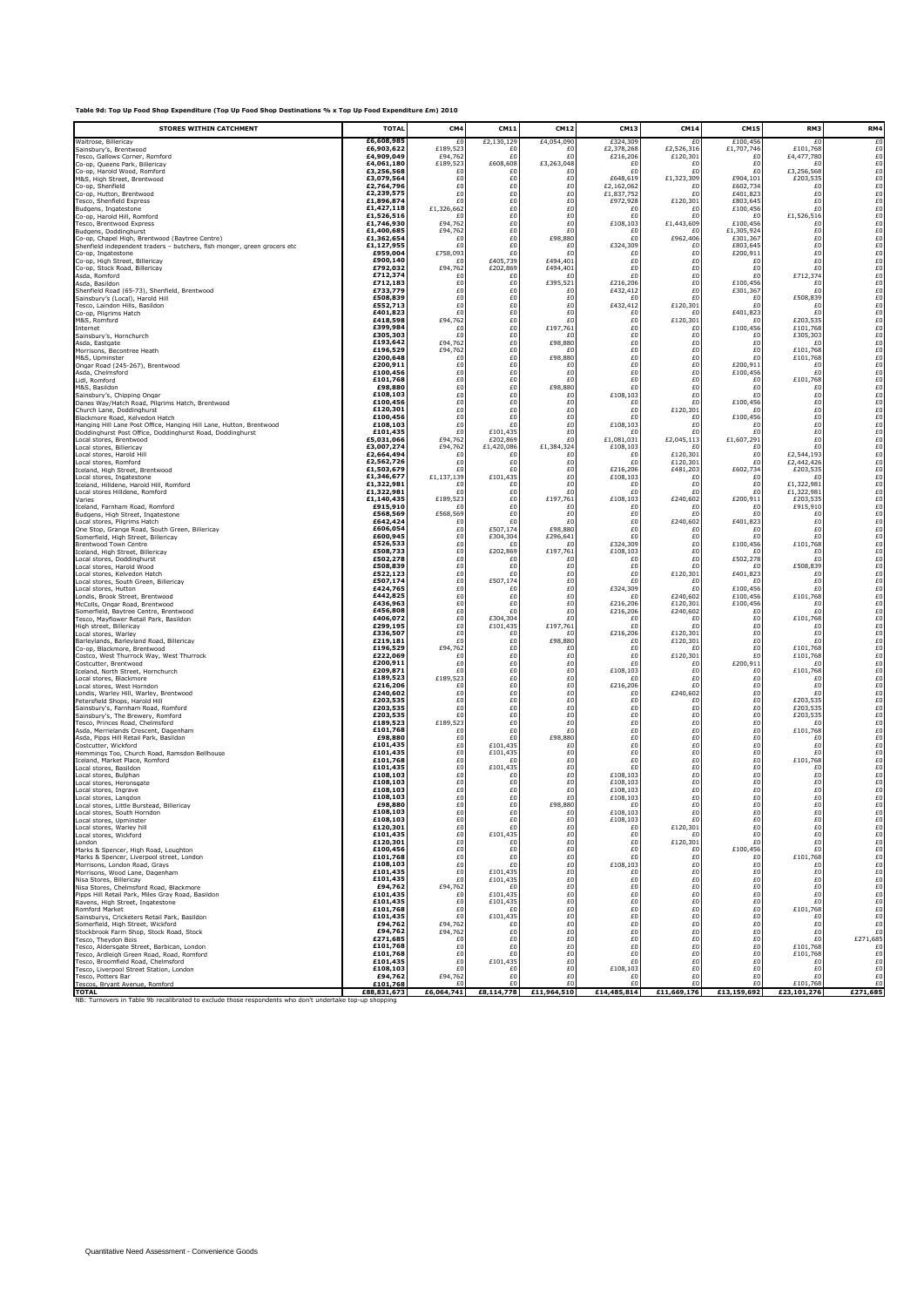**Table 9d: Top Up Food Shop Expenditure (Top Up Food Shop Destinations % x Top Up Food Expenditure £m) 2010**

| STORES WITHIN CATCHMENT | TOTAL | CM4 | CM11 | CM12 | CM13 | CM14 | CM15 | RM3 | RM4 |
|---|---|---|---|---|---|---|---|---|---|
| Waitrose, Billericay | £6,608,985 | £0 | £2,130,129 | £4,054,090 | £324,309 | £0 | £100,456 | £0 | £0 |
| Sainsbury's, Brentwood | £6,903,622 | £189,523 | £0 | £0 | £2,378,268 | £2,526,316 | £1,707,746 | £101,768 | £0 |
| Tesco, Gallows Corner, Romford | £4,909,049 | £94,762 | £0 | £0 | £216,206 | £120,301 | £0 | £4,477,780 | £0 |
| Co-op, Queens Park, Billericay | £4,061,180 | £189,523 | £608,608 | £3,263,048 | £0 | £0 | £0 | £0 | £0 |
| Co-op, Harold Wood, Romford | £3,256,568 | £0 | £0 | £0 | £0 | £0 | £0 | £3,256,568 | £0 |
| M&S, High Street, Brentwood | £3,079,564 | £0 | £0 | £0 | £648,619 | £1,323,309 | £904,101 | £203,535 | £0 |
| Co-op, Shenfield | £2,764,796 | £0 | £0 | £0 | £2,162,062 | £0 | £602,734 | £0 | £0 |
| Co-op, Hutton, Brentwood | £2,239,575 | £0 | £0 | £0 | £1,837,752 | £0 | £401,823 | £0 | £0 |
| Tesco, Shenfield Express | £1,896,874 | £0 | £0 | £0 | £972,928 | £120,301 | £803,645 | £0 | £0 |
| Budgens, Ingatestone | £1,427,118 | £1,326,662 | £0 | £0 | £0 | £0 | £100,456 | £0 | £0 |
| Co-op, Harold Hill, Romford | £1,526,516 | £0 | £0 | £0 | £0 | £0 | £0 | £1,526,516 | £0 |
| Tesco, Brentwood Express | £1,746,930 | £94,762 | £0 | £0 | £108,103 | £1,443,609 | £100,456 | £0 | £0 |
| Budgens, Doddinghurst | £1,400,685 | £94,762 | £0 | £0 | £0 | £0 | £1,305,924 | £0 | £0 |
| Co-op, Chapel High, Brentwood (Baytree Centre) | £1,362,654 | £0 | £0 | £98,880 | £0 | £962,406 | £301,367 | £0 | £0 |
| Shenfield independent traders – butchers, fish monger, green grocers etc | £1,127,955 | £0 | £0 | £0 | £324,309 | £0 | £803,645 | £0 | £0 |
| Co-op, Ingatestone | £959,004 | £758,093 | £0 | £0 | £0 | £0 | £200,911 | £0 | £0 |
| Co-op, High Street, Billericay | £900,140 | £0 | £405,739 | £494,401 | £0 | £0 | £0 | £0 | £0 |
| Co-op, Stock Road, Billericay | £792,032 | £94,762 | £202,869 | £494,401 | £0 | £0 | £0 | £0 | £0 |
| Asda, Romford | £712,374 | £0 | £0 | £0 | £0 | £0 | £0 | £712,374 | £0 |
| Asda, Basildon | £712,183 | £0 | £0 | £395,521 | £216,206 | £0 | £100,456 | £0 | £0 |
| Shenfield Road (65-73), Shenfield, Brentwood | £733,779 | £0 | £0 | £0 | £432,412 | £0 | £301,367 | £0 | £0 |
| Sainsbury's (Local), Harold Hill | £508,839 | £0 | £0 | £0 | £0 | £0 | £0 | £508,839 | £0 |
| Tesco, Laindon Hills, Basildon | £552,713 | £0 | £0 | £0 | £432,412 | £120,301 | £0 | £0 | £0 |
| Co-op, Pilgrims Hatch | £401,823 | £0 | £0 | £0 | £0 | £0 | £401,823 | £0 | £0 |
| M&S, Romford | £418,598 | £94,762 | £0 | £0 | £0 | £120,301 | £0 | £203,535 | £0 |
| Internet | £399,984 | £0 | £0 | £197,761 | £0 | £0 | £100,456 | £101,768 | £0 |
| Sainsbury's, Hornchurch | £305,303 | £0 | £0 | £0 | £0 | £0 | £0 | £305,303 | £0 |
| Asda, Eastgate | £193,642 | £94,762 | £0 | £98,880 | £0 | £0 | £0 | £0 | £0 |
| Morrisons, Becontree Heath | £196,529 | £94,762 | £0 | £0 | £0 | £0 | £0 | £101,768 | £0 |
| M&S, Upminster | £200,648 | £0 | £0 | £98,880 | £0 | £0 | £0 | £101,768 | £0 |
| Ongar Road (245-267), Brentwood | £200,911 | £0 | £0 | £0 | £0 | £0 | £200,911 | £0 | £0 |
| Asda, Chelmsford | £100,456 | £0 | £0 | £0 | £0 | £0 | £100,456 | £0 | £0 |
| Lidl, Romford | £101,768 | £0 | £0 | £0 | £0 | £0 | £0 | £101,768 | £0 |
| M&S, Basildon | £98,880 | £0 | £0 | £98,880 | £0 | £0 | £0 | £0 | £0 |
| Sainsbury's, Chipping Ongar | £108,103 | £0 | £0 | £0 | £108,103 | £0 | £0 | £0 | £0 |
| Danes Way/Hatch Road, Pilgrims Hatch, Brentwood | £100,456 | £0 | £0 | £0 | £0 | £0 | £100,456 | £0 | £0 |
| Church Lane, Doddinghurst | £120,301 | £0 | £0 | £0 | £0 | £120,301 | £0 | £0 | £0 |
| Blackmore Road, Kelvedon Hatch | £100,456 | £0 | £0 | £0 | £0 | £0 | £100,456 | £0 | £0 |
| Hanging Hill Lane Post Office, Hanging Hill Lane, Hutton, Brentwood | £108,103 | £0 | £0 | £0 | £108,103 | £0 | £0 | £0 | £0 |
| Doddinghurst Post Office, Doddinghurst Road, Doddinghurst | £101,435 | £0 | £101,435 | £0 | £0 | £0 | £0 | £0 | £0 |
| Local stores, Brentwood | £5,031,066 | £94,762 | £202,869 | £0 | £1,081,031 | £2,045,113 | £1,607,291 | £0 | £0 |
| Local stores, Billericay | £3,007,274 | £94,762 | £1,420,086 | £1,384,324 | £108,103 | £0 | £0 | £0 | £0 |
| Local stores, Harold Hill | £2,664,494 | £0 | £0 | £0 | £0 | £120,301 | £0 | £2,544,193 | £0 |
| Local stores, Romford | £2,562,726 | £0 | £0 | £0 | £0 | £120,301 | £0 | £2,442,426 | £0 |
| Iceland, High Street, Brentwood | £1,503,679 | £0 | £0 | £0 | £216,206 | £481,203 | £602,734 | £203,535 | £0 |
| Local stores, Ingatestone | £1,346,677 | £1,137,139 | £101,435 | £0 | £108,103 | £0 | £0 | £0 | £0 |
| Iceland, Hilldene, Harold Hill, Romford | £1,322,981 | £0 | £0 | £0 | £0 | £0 | £0 | £1,322,981 | £0 |
| Local stores Hilldene, Romford | £1,322,981 | £0 | £0 | £0 | £0 | £0 | £0 | £1,322,981 | £0 |
| Varies | £1,140,435 | £189,523 | £0 | £197,761 | £108,103 | £240,602 | £200,911 | £203,535 | £0 |
| Iceland, Farnham Road, Romford | £915,910 | £0 | £0 | £0 | £0 | £0 | £0 | £915,910 | £0 |
| Budgens, High Street, Ingatestone | £568,569 | £568,569 | £0 | £0 | £0 | £0 | £0 | £0 | £0 |
| Local stores, Pilgrims Hatch | £642,424 | £0 | £0 | £0 | £0 | £240,602 | £401,823 | £0 | £0 |
| One Stop, Grange Road, South Green, Billericay | £606,054 | £0 | £507,174 | £98,880 | £0 | £0 | £0 | £0 | £0 |
| Somerfield, High Street, Billericay | £600,945 | £0 | £304,304 | £296,641 | £0 | £0 | £0 | £0 | £0 |
| Brentwood Town Centre | £526,533 | £0 | £0 | £0 | £324,309 | £0 | £100,456 | £101,768 | £0 |
| Iceland, High Street, Billericay | £508,733 | £0 | £202,869 | £197,761 | £108,103 | £0 | £0 | £0 | £0 |
| Local stores, Doddinghurst | £502,278 | £0 | £0 | £0 | £0 | £0 | £502,278 | £0 | £0 |
| Local stores, Harold Wood | £508,839 | £0 | £0 | £0 | £0 | £0 | £0 | £508,839 | £0 |
| Local stores, Kelvedon Hatch | £522,123 | £0 | £0 | £0 | £0 | £120,301 | £401,823 | £0 | £0 |
| Local stores, South Green, Billericay | £507,174 | £0 | £507,174 | £0 | £0 | £0 | £0 | £0 | £0 |
| Local stores, Hutton | £424,765 | £0 | £0 | £0 | £324,309 | £0 | £100,456 | £0 | £0 |
| Londis, Brook Street, Brentwood | £442,825 | £0 | £0 | £0 | £0 | £240,602 | £100,456 | £101,768 | £0 |
| McColls, Ongar Road, Brentwood | £436,963 | £0 | £0 | £0 | £216,206 | £120,301 | £100,456 | £0 | £0 |
| Somerfield, Baytree Centre, Brentwood | £456,808 | £0 | £0 | £0 | £216,206 | £240,602 | £0 | £0 | £0 |
| Tesco, Mayflower Retail Park, Basildon | £406,072 | £0 | £304,304 | £0 | £0 | £0 | £0 | £101,768 | £0 |
| High street, Billericay | £299,195 | £0 | £101,435 | £197,761 | £0 | £0 | £0 | £0 | £0 |
| Local stores, Warley | £336,507 | £0 | £0 | £0 | £216,206 | £120,301 | £0 | £0 | £0 |
| Barleylands, Barleyland Road, Billericay | £219,181 | £0 | £0 | £98,880 | £0 | £120,301 | £0 | £0 | £0 |
| Co-op, Blackmore, Brentwood | £196,529 | £94,762 | £0 | £0 | £0 | £0 | £0 | £101,768 | £0 |
| Costco, West Thurrock Way, West Thurrock | £222,069 | £0 | £0 | £0 | £0 | £120,301 | £0 | £101,768 | £0 |
| Costcutter, Brentwood | £200,911 | £0 | £0 | £0 | £0 | £0 | £200,911 | £0 | £0 |
| Iceland, North Street, Hornchurch | £209,871 | £0 | £0 | £0 | £108,103 | £0 | £0 | £101,768 | £0 |
| Local stores, Blackmore | £189,523 | £189,523 | £0 | £0 | £0 | £0 | £0 | £0 | £0 |
| Local stores, West Horndon | £216,206 | £0 | £0 | £0 | £216,206 | £0 | £0 | £0 | £0 |
| Londis, Warley Hill, Warley, Brentwood | £240,602 | £0 | £0 | £0 | £0 | £240,602 | £0 | £0 | £0 |
| Petersfield Shops, Harold Hill | £203,535 | £0 | £0 | £0 | £0 | £0 | £0 | £203,535 | £0 |
| Sainsbury's, Farnham Road, Romford | £203,535 | £0 | £0 | £0 | £0 | £0 | £0 | £203,535 | £0 |
| Sainsbury's, The Brewery, Romford | £203,535 | £0 | £0 | £0 | £0 | £0 | £0 | £203,535 | £0 |
| Tesco, Princes Road, Chelmsford | £189,523 | £189,523 | £0 | £0 | £0 | £0 | £0 | £0 | £0 |
| Asda, Merrielands Crescent, Dagenham | £101,768 | £0 | £0 | £0 | £0 | £0 | £0 | £101,768 | £0 |
| Asda, Pipps Hill Retail Park, Basildon | £98,880 | £0 | £0 | £98,880 | £0 | £0 | £0 | £0 | £0 |
| Costcutter, Wickford | £101,435 | £0 | £101,435 | £0 | £0 | £0 | £0 | £0 | £0 |
| Hemmings Too, Church Road, Ramsdon Bellhouse | £101,435 | £0 | £101,435 | £0 | £0 | £0 | £0 | £0 | £0 |
| Iceland, Market Place, Romford | £101,768 | £0 | £0 | £0 | £0 | £0 | £0 | £101,768 | £0 |
| Local stores, Basildon | £101,435 | £0 | £101,435 | £0 | £0 | £0 | £0 | £0 | £0 |
| Local stores, Bulphan | £108,103 | £0 | £0 | £0 | £108,103 | £0 | £0 | £0 | £0 |
| Local stores, Heronsgate | £108,103 | £0 | £0 | £0 | £108,103 | £0 | £0 | £0 | £0 |
| Local stores, Ingrave | £108,103 | £0 | £0 | £0 | £108,103 | £0 | £0 | £0 | £0 |
| Local stores, Langdon | £108,103 | £0 | £0 | £0 | £108,103 | £0 | £0 | £0 | £0 |
| Local stores, Little Burstead, Billericay | £98,880 | £0 | £0 | £98,880 | £0 | £0 | £0 | £0 | £0 |
| Local stores, South Horndon | £108,103 | £0 | £0 | £0 | £108,103 | £0 | £0 | £0 | £0 |
| Local stores, Upminster | £108,103 | £0 | £0 | £0 | £108,103 | £0 | £0 | £0 | £0 |
| Local stores, Warley hill | £120,301 | £0 | £0 | £0 | £0 | £120,301 | £0 | £0 | £0 |
| Local stores, Wickford | £101,435 | £0 | £101,435 | £0 | £0 | £0 | £0 | £0 | £0 |
| London | £120,301 | £0 | £0 | £0 | £0 | £120,301 | £0 | £0 | £0 |
| Marks & Spencer, High Road, Loughton | £100,456 | £0 | £0 | £0 | £0 | £0 | £100,456 | £0 | £0 |
| Marks & Spencer, Liverpool street, London | £101,768 | £0 | £0 | £0 | £0 | £0 | £0 | £101,768 | £0 |
| Morrisons, London Road, Grays | £108,103 | £0 | £0 | £0 | £108,103 | £0 | £0 | £0 | £0 |
| Morrisons, Wood Lane, Dagenham | £101,435 | £0 | £101,435 | £0 | £0 | £0 | £0 | £0 | £0 |
| Nisa Stores, Billericay | £101,435 | £0 | £101,435 | £0 | £0 | £0 | £0 | £0 | £0 |
| Nisa Stores, Chelmsford Road, Blackmore | £94,762 | £94,762 | £0 | £0 | £0 | £0 | £0 | £0 | £0 |
| Pipps Hill Retail Park, Miles Gray Road, Basildon | £101,435 | £0 | £101,435 | £0 | £0 | £0 | £0 | £0 | £0 |
| Ravens, High Street, Ingatestone | £101,435 | £0 | £101,435 | £0 | £0 | £0 | £0 | £0 | £0 |
| Romford Market | £101,768 | £0 | £0 | £0 | £0 | £0 | £0 | £101,768 | £0 |
| Sainsburys, Cricketers Retail Park, Basildon | £101,435 | £0 | £101,435 | £0 | £0 | £0 | £0 | £0 | £0 |
| Somerfield, High Street, Wickford | £94,762 | £94,762 | £0 | £0 | £0 | £0 | £0 | £0 | £0 |
| Stockbrook Farm Shop, Stock Road, Stock | £94,762 | £94,762 | £0 | £0 | £0 | £0 | £0 | £0 | £0 |
| Tesco, Theydon Bois | £271,685 | £0 | £0 | £0 | £0 | £0 | £0 | £0 | £271,685 |
| Tesco, Aldersgate Street, Barbican, London | £101,768 | £0 | £0 | £0 | £0 | £0 | £0 | £101,768 | £0 |
| Tesco, Ardleigh Green Road, Road, Romford | £101,768 | £0 | £0 | £0 | £0 | £0 | £0 | £101,768 | £0 |
| Tesco, Broomfield Road, Chelmsford | £101,435 | £0 | £101,435 | £0 | £0 | £0 | £0 | £0 | £0 |
| Tesco, Liverpool Street Station, London | £108,103 | £0 | £0 | £0 | £108,103 | £0 | £0 | £0 | £0 |
| Tesco, Potters Bar | £94,762 | £94,762 | £0 | £0 | £0 | £0 | £0 | £0 | £0 |
| Tescos, Bryant Avenue, Romford | £101,768 | £0 | £0 | £0 | £0 | £0 | £0 | £101,768 | £0 |
| **TOTAL** | **£88,831,673** | **£6,064,741** | **£8,114,778** | **£11,964,510** | **£14,485,814** | **£11,669,176** | **£13,159,692** | **£23,101,276** | **£271,685** |

NB: Turnovers in Table 9b recalibrated to exclude those respondents who don't undertake top-up shopping

Quantitative Need Assessment - Convenience Goods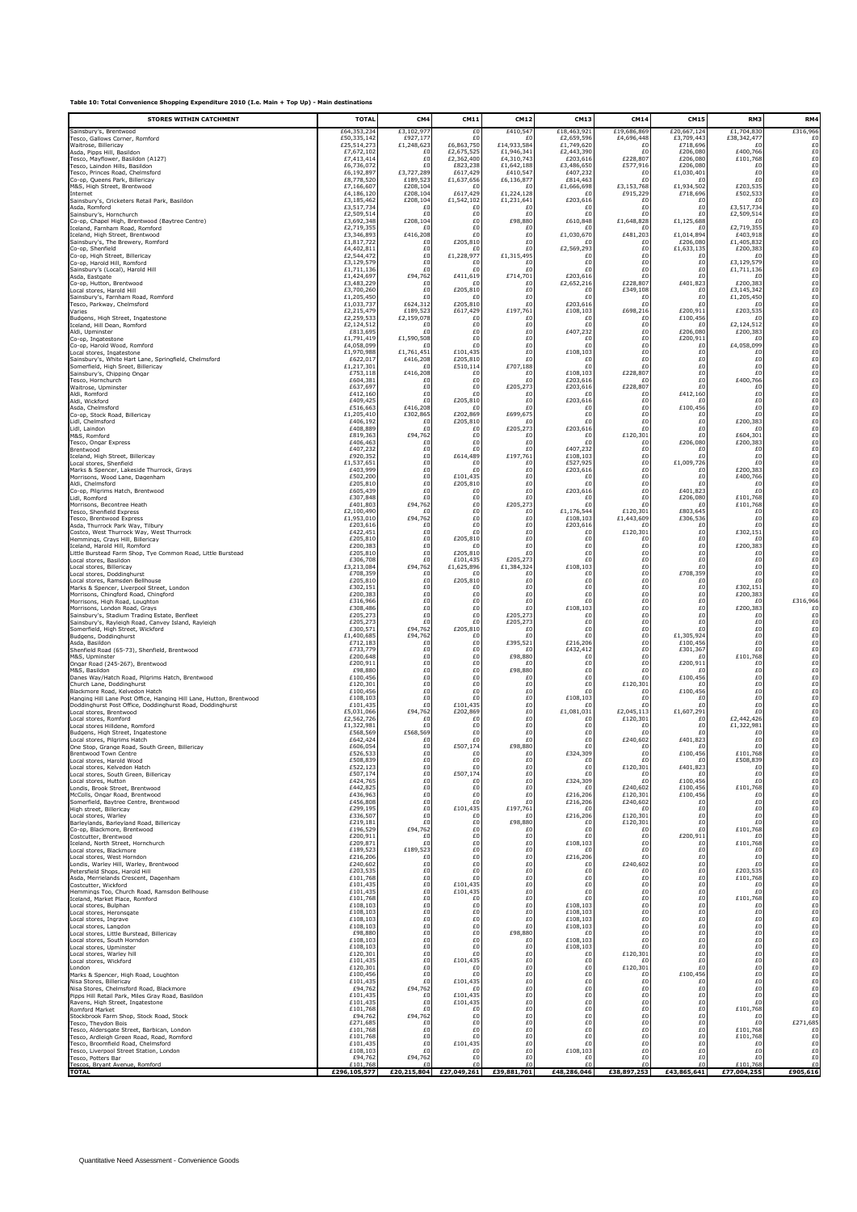**Table 10: Total Convenience Shopping Expenditure 2010 (I.e. Main + Top Up) - Main destinations**

| STORES WITHIN CATCHMENT | TOTAL | CM4 | CM11 | CM12 | CM13 | CM14 | CM15 | RM3 | RM4 |
|---|---|---|---|---|---|---|---|---|---|
| Sainsbury's, Brentwood | £64,353,234 | £3,102,977 | £0 | £410,547 | £18,463,921 | £19,686,869 | £20,667,124 | £1,704,830 | £316,966 |
| Tesco, Gallows Corner, Romford | £50,335,142 | £927,177 | £0 | £0 | £2,659,596 | £4,696,448 | £3,709,443 | £38,342,477 | £0 |
| Waitrose, Billericay | £25,514,273 | £1,248,623 | £6,863,750 | £14,933,584 | £1,749,620 | £0 | £718,696 | £0 | £0 |
| Asda, Pipps Hill, Basildon | £7,672,102 | £0 | £2,675,525 | £1,946,341 | £2,443,390 | £0 | £206,080 | £400,766 | £0 |
| Tesco, Mayflower, Basildon (A127) | £7,413,414 | £0 | £2,362,400 | £4,310,743 | £203,616 | £228,807 | £206,080 | £101,768 | £0 |
| Tesco, Laindon Hills, Basildon | £6,736,072 | £0 | £823,238 | £1,642,188 | £3,486,650 | £577,916 | £206,080 | £0 | £0 |
| Tesco, Princes Road, Chelmsford | £6,192,897 | £3,727,289 | £617,429 | £410,547 | £407,232 | £0 | £1,030,401 | £0 | £0 |
| Co-op, Queens Park, Billericay | £8,778,520 | £189,523 | £1,637,656 | £6,136,877 | £814,463 | £0 | £0 | £0 | £0 |
| M&S, High Street, Brentwood | £7,166,607 | £208,104 | £0 | £0 | £1,666,698 | £3,153,768 | £1,934,502 | £203,535 | £0 |
| Internet | £4,186,120 | £208,104 | £617,429 | £1,224,128 | £0 | £915,229 | £718,696 | £502,533 | £0 |
| Sainsbury's, Cricketers Retail Park, Basildon | £3,185,462 | £208,104 | £1,542,102 | £1,231,641 | £203,616 | £0 | £0 | £0 | £0 |
| Asda, Romford | £3,517,734 | £0 | £0 | £0 | £0 | £0 | £0 | £3,517,734 | £0 |
| Sainsbury's, Hornchurch | £2,509,514 | £0 | £0 | £0 | £0 | £0 | £0 | £2,509,514 | £0 |
| Co-op, Chapel High, Brentwood (Baytree Centre) | £3,692,348 | £208,104 | £0 | £98,880 | £610,848 | £1,648,828 | £1,125,688 | £0 | £0 |
| Iceland, Farnham Road, Romford | £2,719,355 | £0 | £0 | £0 | £0 | £0 | £0 | £2,719,355 | £0 |
| Iceland, High Street, Brentwood | £3,346,893 | £416,208 | £0 | £0 | £1,030,670 | £481,203 | £1,014,894 | £403,918 | £0 |
| Sainsbury's, The Brewery, Romford | £1,817,722 | £0 | £205,810 | £0 | £0 | £0 | £206,080 | £1,405,832 | £0 |
| Co-op, Shenfield | £4,402,811 | £0 | £0 | £0 | £2,569,293 | £0 | £1,633,135 | £200,383 | £0 |
| Co-op, High Street, Billericay | £2,544,472 | £0 | £1,228,977 | £1,315,495 | £0 | £0 | £0 | £0 | £0 |
| Co-op, Harold Hill, Romford | £3,129,579 | £0 | £0 | £0 | £0 | £0 | £0 | £3,129,579 | £0 |
| Sainsbury's (Local), Harold Hill | £1,711,136 | £0 | £0 | £0 | £0 | £0 | £0 | £1,711,136 | £0 |
| Asda, Eastgate | £1,424,697 | £94,762 | £411,619 | £714,701 | £203,616 | £0 | £0 | £0 | £0 |
| Co-op, Hutton, Brentwood | £3,483,229 | £0 | £0 | £0 | £2,652,216 | £228,807 | £401,823 | £200,383 | £0 |
| Local stores, Harold Hill | £3,700,260 | £0 | £205,810 | £0 | £0 | £349,108 | £0 | £3,145,342 | £0 |
| Sainsbury's, Farnham Road, Romford | £1,205,450 | £0 | £0 | £0 | £0 | £0 | £0 | £1,205,450 | £0 |
| Tesco, Parkway, Chelmsford | £1,033,737 | £624,312 | £205,810 | £0 | £203,616 | £0 | £0 | £0 | £0 |
| Varies | £2,215,479 | £189,523 | £617,429 | £197,761 | £108,103 | £698,216 | £200,911 | £203,535 | £0 |
| Budgens, High Street, Ingatestone | £2,259,533 | £2,159,078 | £0 | £0 | £0 | £0 | £100,456 | £0 | £0 |
| Iceland, Hill Dean, Romford | £2,124,512 | £0 | £0 | £0 | £0 | £0 | £0 | £2,124,512 | £0 |
| Aldi, Upminster | £813,695 | £0 | £0 | £0 | £407,232 | £0 | £206,080 | £200,383 | £0 |
| Co-op, Ingatestone | £1,791,419 | £1,590,508 | £0 | £0 | £0 | £0 | £200,911 | £0 | £0 |
| Co-op, Harold Wood, Romford | £4,058,099 | £0 | £0 | £0 | £0 | £0 | £0 | £4,058,099 | £0 |
| Local stores, Ingatestone | £1,970,988 | £1,761,451 | £101,435 | £0 | £108,103 | £0 | £0 | £0 | £0 |
| Sainsbury's, White Hart Lane, Springfield, Chelmsford | £622,017 | £416,208 | £205,810 | £0 | £0 | £0 | £0 | £0 | £0 |
| Somerfield, High Street, Billericay | £1,217,301 | £0 | £510,114 | £707,188 | £0 | £0 | £0 | £0 | £0 |
| Sainsbury's, Chipping Ongar | £753,118 | £416,208 | £0 | £0 | £108,103 | £228,807 | £0 | £0 | £0 |
| Tesco, Hornchurch | £604,381 | £0 | £0 | £0 | £203,616 | £0 | £0 | £400,766 | £0 |
| Waitrose, Upminster | £637,697 | £0 | £0 | £205,273 | £203,616 | £228,807 | £0 | £0 | £0 |
| Aldi, Romford | £412,160 | £0 | £0 | £0 | £0 | £0 | £412,160 | £0 | £0 |
| Aldi, Wickford | £409,425 | £0 | £205,810 | £0 | £203,616 | £0 | £0 | £0 | £0 |
| Asda, Chelmsford | £516,663 | £416,208 | £0 | £0 | £0 | £0 | £100,456 | £0 | £0 |
| Co-op, Stock Road, Billericay | £1,205,410 | £302,865 | £202,869 | £699,675 | £0 | £0 | £0 | £0 | £0 |
| Lidl, Chelmsford | £406,192 | £0 | £205,810 | £0 | £0 | £0 | £0 | £200,383 | £0 |
| Lidl, Laindon | £408,889 | £0 | £0 | £205,273 | £203,616 | £0 | £0 | £0 | £0 |
| M&S, Romford | £819,363 | £94,762 | £0 | £0 | £0 | £120,301 | £0 | £604,301 | £0 |
| Tesco, Ongar Express | £406,463 | £0 | £0 | £0 | £0 | £0 | £206,080 | £200,383 | £0 |
| Brentwood | £407,232 | £0 | £0 | £0 | £407,232 | £0 | £0 | £0 | £0 |
| Iceland, High Street, Billericay | £920,352 | £0 | £614,489 | £197,761 | £108,103 | £0 | £0 | £0 | £0 |
| Local stores, Shenfield | £1,537,651 | £0 | £0 | £0 | £527,925 | £0 | £1,009,726 | £0 | £0 |
| Marks & Spencer, Lakeside Thurrock, Grays | £403,999 | £0 | £0 | £0 | £203,616 | £0 | £0 | £200,383 | £0 |
| Morrisons, Wood Lane, Dagenham | £502,200 | £0 | £101,435 | £0 | £0 | £0 | £0 | £400,766 | £0 |
| Aldi, Chelmsford | £205,810 | £0 | £205,810 | £0 | £0 | £0 | £0 | £0 | £0 |
| Co-op, Pilgrims Hatch, Brentwood | £605,439 | £0 | £0 | £0 | £203,616 | £0 | £401,823 | £0 | £0 |
| Lidl, Romford | £307,848 | £0 | £0 | £0 | £0 | £0 | £206,080 | £101,768 | £0 |
| Morrisons, Becontree Heath | £401,803 | £94,762 | £0 | £205,273 | £0 | £0 | £0 | £101,768 | £0 |
| Tesco, Shenfield Express | £2,100,490 | £0 | £0 | £0 | £1,176,544 | £120,301 | £803,645 | £0 | £0 |
| Tesco, Brentwood Express | £1,953,010 | £94,762 | £0 | £0 | £108,103 | £1,443,609 | £306,536 | £0 | £0 |
| Asda, Thurrock Park Way, Tilbury | £203,616 | £0 | £0 | £0 | £203,616 | £0 | £0 | £0 | £0 |
| Costco, West Thurrock Way, West Thurrock | £422,451 | £0 | £0 | £0 | £0 | £120,301 | £0 | £302,151 | £0 |
| Hemmings, Crays Hill, Billericay | £205,810 | £0 | £205,810 | £0 | £0 | £0 | £0 | £0 | £0 |
| Iceland, Harold Hill, Romford | £200,383 | £0 | £0 | £0 | £0 | £0 | £0 | £200,383 | £0 |
| Little Burstead Farm Shop, Tye Common Road, Little Burstead | £205,810 | £0 | £205,810 | £0 | £0 | £0 | £0 | £0 | £0 |
| Local stores, Basildon | £306,708 | £0 | £101,435 | £205,273 | £0 | £0 | £0 | £0 | £0 |
| Local stores, Billericay | £3,213,084 | £94,762 | £1,625,896 | £1,384,324 | £108,103 | £0 | £0 | £0 | £0 |
| Local stores, Doddinghurst | £708,359 | £0 | £0 | £0 | £0 | £0 | £708,359 | £0 | £0 |
| Local stores, Ramsden Bellhouse | £205,810 | £0 | £205,810 | £0 | £0 | £0 | £0 | £0 | £0 |
| Marks & Spencer, Liverpool Street, London | £302,151 | £0 | £0 | £0 | £0 | £0 | £0 | £302,151 | £0 |
| Morrisons, Chingford Road, Chingford | £200,383 | £0 | £0 | £0 | £0 | £0 | £0 | £200,383 | £0 |
| Morrisons, High Road, Loughton | £316,966 | £0 | £0 | £0 | £0 | £0 | £0 | £0 | £316,966 |
| Morrisons, London Road, Grays | £308,486 | £0 | £0 | £0 | £108,103 | £0 | £0 | £200,383 | £0 |
| Sainsbury's, Stadium Trading Estate, Benfleet | £205,273 | £0 | £0 | £205,273 | £0 | £0 | £0 | £0 | £0 |
| Sainsbury's, Rayleigh Road, Canvey Island, Rayleigh | £205,273 | £0 | £0 | £205,273 | £0 | £0 | £0 | £0 | £0 |
| Somerfield, High Street, Wickford | £300,571 | £94,762 | £205,810 | £0 | £0 | £0 | £0 | £0 | £0 |
| Budgens, Doddinghurst | £1,400,685 | £94,762 | £0 | £0 | £0 | £0 | £1,305,924 | £0 | £0 |
| Asda, Basildon | £712,183 | £0 | £0 | £395,521 | £216,206 | £0 | £100,456 | £0 | £0 |
| Shenfield Road (65-73), Shenfield, Brentwood | £733,779 | £0 | £0 | £0 | £432,412 | £0 | £301,367 | £0 | £0 |
| M&S, Upminster | £200,648 | £0 | £0 | £98,880 | £0 | £0 | £0 | £101,768 | £0 |
| Ongar Road (245-267), Brentwood | £200,911 | £0 | £0 | £0 | £0 | £0 | £200,911 | £0 | £0 |
| M&S, Basildon | £98,880 | £0 | £0 | £98,880 | £0 | £0 | £0 | £0 | £0 |
| Danes Way/Hatch Road, Pilgrims Hatch, Brentwood | £100,456 | £0 | £0 | £0 | £0 | £0 | £100,456 | £0 | £0 |
| Church Lane, Doddinghurst | £120,301 | £0 | £0 | £0 | £0 | £120,301 | £0 | £0 | £0 |
| Blackmore Road, Kelvedon Hatch | £100,456 | £0 | £0 | £0 | £0 | £0 | £100,456 | £0 | £0 |
| Hanging Hill Lane Post Office, Hanging Hill Lane, Hutton, Brentwood | £108,103 | £0 | £0 | £0 | £108,103 | £0 | £0 | £0 | £0 |
| Doddinghurst Post Office, Doddinghurst Road, Doddinghurst | £101,435 | £0 | £101,435 | £0 | £0 | £0 | £0 | £0 | £0 |
| Local stores, Brentwood | £5,031,066 | £94,762 | £202,869 | £0 | £1,081,031 | £2,045,113 | £1,607,291 | £0 | £0 |
| Local stores, Romford | £2,562,726 | £0 | £0 | £0 | £0 | £120,301 | £0 | £2,442,426 | £0 |
| Local stores Hilldene, Romford | £1,322,981 | £0 | £0 | £0 | £0 | £0 | £0 | £1,322,981 | £0 |
| Budgens, High Street, Ingatestone | £568,569 | £568,569 | £0 | £0 | £0 | £0 | £0 | £0 | £0 |
| Local stores, Pilgrims Hatch | £642,424 | £0 | £0 | £0 | £0 | £240,602 | £401,823 | £0 | £0 |
| One Stop, Grange Road, South Green, Billericay | £606,054 | £0 | £507,174 | £98,880 | £0 | £0 | £0 | £0 | £0 |
| Brentwood Town Centre | £526,533 | £0 | £0 | £0 | £324,309 | £0 | £100,456 | £101,768 | £0 |
| Local stores, Harold Wood | £508,839 | £0 | £0 | £0 | £0 | £0 | £0 | £508,839 | £0 |
| Local stores, Kelvedon Hatch | £522,123 | £0 | £0 | £0 | £0 | £120,301 | £401,823 | £0 | £0 |
| Local stores, South Green, Billericay | £507,174 | £0 | £507,174 | £0 | £0 | £0 | £0 | £0 | £0 |
| Local stores, Hutton | £424,765 | £0 | £0 | £0 | £324,309 | £0 | £100,456 | £0 | £0 |
| Londis, Brook Street, Brentwood | £442,825 | £0 | £0 | £0 | £0 | £240,602 | £100,456 | £101,768 | £0 |
| McColls, Ongar Road, Brentwood | £436,963 | £0 | £0 | £0 | £216,206 | £120,301 | £100,456 | £0 | £0 |
| Somerfield, Baytree Centre, Brentwood | £456,808 | £0 | £0 | £0 | £216,206 | £240,602 | £0 | £0 | £0 |
| High street, Billericay | £299,195 | £0 | £101,435 | £197,761 | £0 | £0 | £0 | £0 | £0 |
| Local stores, Warley | £336,507 | £0 | £0 | £0 | £216,206 | £120,301 | £0 | £0 | £0 |
| Barleylands, Barleyland Road, Billericay | £219,181 | £0 | £0 | £98,880 | £0 | £120,301 | £0 | £0 | £0 |
| Co-op, Blackmore, Brentwood | £196,529 | £94,762 | £0 | £0 | £0 | £0 | £0 | £101,768 | £0 |
| Costcutter, Brentwood | £200,911 | £0 | £0 | £0 | £0 | £0 | £200,911 | £0 | £0 |
| Iceland, North Street, Hornchurch | £209,871 | £0 | £0 | £0 | £108,103 | £0 | £0 | £101,768 | £0 |
| Local stores, Blackmore | £189,523 | £189,523 | £0 | £0 | £0 | £0 | £0 | £0 | £0 |
| Local stores, West Horndon | £216,206 | £0 | £0 | £0 | £216,206 | £0 | £0 | £0 | £0 |
| Londis, Warley Hill, Warley, Brentwood | £240,602 | £0 | £0 | £0 | £0 | £240,602 | £0 | £0 | £0 |
| Petersfield Shops, Harold Hill | £203,535 | £0 | £0 | £0 | £0 | £0 | £0 | £203,535 | £0 |
| Asda, Merrielands Crescent, Dagenham | £101,768 | £0 | £0 | £0 | £0 | £0 | £0 | £101,768 | £0 |
| Costcutter, Wickford | £101,435 | £0 | £101,435 | £0 | £0 | £0 | £0 | £0 | £0 |
| Hemmings Too, Church Road, Ramsdon Bellhouse | £101,435 | £0 | £101,435 | £0 | £0 | £0 | £0 | £0 | £0 |
| Iceland, Market Place, Romford | £101,768 | £0 | £0 | £0 | £0 | £0 | £0 | £101,768 | £0 |
| Local stores, Bulphan | £108,103 | £0 | £0 | £0 | £108,103 | £0 | £0 | £0 | £0 |
| Local stores, Heronsgate | £108,103 | £0 | £0 | £0 | £108,103 | £0 | £0 | £0 | £0 |
| Local stores, Ingrave | £108,103 | £0 | £0 | £0 | £108,103 | £0 | £0 | £0 | £0 |
| Local stores, Langdon | £108,103 | £0 | £0 | £0 | £108,103 | £0 | £0 | £0 | £0 |
| Local stores, Little Burstead, Billericay | £98,880 | £0 | £0 | £98,880 | £0 | £0 | £0 | £0 | £0 |
| Local stores, South Horndon | £108,103 | £0 | £0 | £0 | £108,103 | £0 | £0 | £0 | £0 |
| Local stores, Upminster | £108,103 | £0 | £0 | £0 | £108,103 | £0 | £0 | £0 | £0 |
| Local stores, Warley hill | £120,301 | £0 | £0 | £0 | £0 | £120,301 | £0 | £0 | £0 |
| Local stores, Wickford | £101,435 | £0 | £101,435 | £0 | £0 | £0 | £0 | £0 | £0 |
| London | £120,301 | £0 | £0 | £0 | £0 | £120,301 | £0 | £0 | £0 |
| Marks & Spencer, High Road, Loughton | £100,456 | £0 | £0 | £0 | £0 | £0 | £100,456 | £0 | £0 |
| Nisa Stores, Billericay | £101,435 | £0 | £101,435 | £0 | £0 | £0 | £0 | £0 | £0 |
| Nisa Stores, Chelmsford Road, Blackmore | £94,762 | £94,762 | £0 | £0 | £0 | £0 | £0 | £0 | £0 |
| Pipps Hill Retail Park, Miles Gray Road, Basildon | £101,435 | £0 | £101,435 | £0 | £0 | £0 | £0 | £0 | £0 |
| Ravens, High Street, Ingatestone | £101,435 | £0 | £101,435 | £0 | £0 | £0 | £0 | £0 | £0 |
| Romford Market | £101,768 | £0 | £0 | £0 | £0 | £0 | £0 | £101,768 | £0 |
| Stockbrook Farm Shop, Stock Road, Stock | £94,762 | £94,762 | £0 | £0 | £0 | £0 | £0 | £0 | £0 |
| Tesco, Theydon Bois | £271,685 | £0 | £0 | £0 | £0 | £0 | £0 | £0 | £271,685 |
| Tesco, Aldersgate Street, Barbican, London | £101,768 | £0 | £0 | £0 | £0 | £0 | £0 | £101,768 | £0 |
| Tesco, Ardleigh Green Road, Road, Romford | £101,768 | £0 | £0 | £0 | £0 | £0 | £0 | £101,768 | £0 |
| Tesco, Broomfield Road, Chelmsford | £101,435 | £0 | £101,435 | £0 | £0 | £0 | £0 | £0 | £0 |
| Tesco, Liverpool Street Station, London | £108,103 | £0 | £0 | £0 | £108,103 | £0 | £0 | £0 | £0 |
| Tesco, Potters Bar | £94,762 | £94,762 | £0 | £0 | £0 | £0 | £0 | £0 | £0 |
| Tescos, Bryant Avenue, Romford | £101,768 | £0 | £0 | £0 | £0 | £0 | £0 | £101,768 | £0 |
| **TOTAL** | **£296,105,577** | **£20,215,804** | **£27,049,261** | **£39,881,701** | **£48,286,046** | **£38,897,253** | **£43,865,641** | **£77,004,255** | **£905,616** |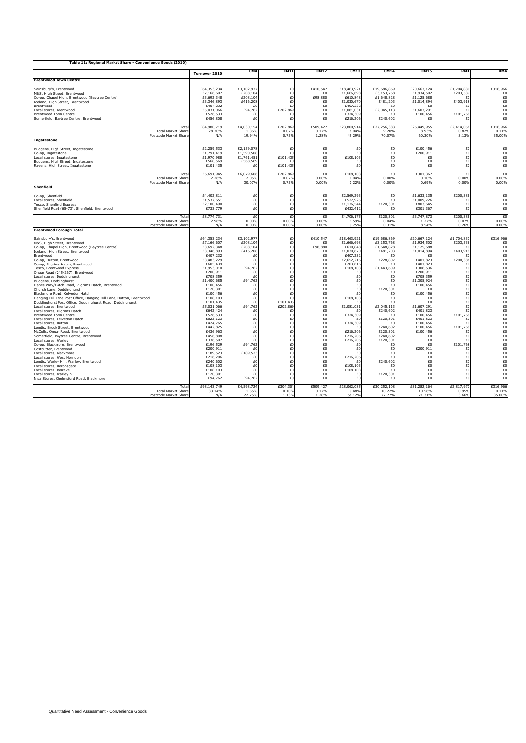**Table 11: Regional Market Share - Convenience Goods (2010)**

| | Turnover 2010 | CM4 | CM11 | CM12 | CM13 | CM14 | CM15 | RM3 | RM4 |
|---|---|---|---|---|---|---|---|---|---|
| **Brentwood Town Centre** | | | | | | | | | |
| Sainsbury's, Brentwood | £64,353,234 | £3,102,977 | £0 | £410,547 | £18,463,921 | £19,686,869 | £20,667,124 | £1,704,830 | £316,966 |
| M&S, High Street, Brentwood | £7,166,607 | £208,104 | £0 | £0 | £1,666,698 | £3,153,768 | £1,934,502 | £203,535 | £0 |
| Co-op, Chapel High, Brentwood (Baytree Centre) | £3,692,348 | £208,104 | £0 | £98,880 | £610,848 | £1,648,828 | £1,125,688 | £0 | £0 |
| Iceland, High Street, Brentwood | £3,346,893 | £416,208 | £0 | £0 | £1,030,670 | £481,203 | £1,014,894 | £403,918 | £0 |
| Brentwood | £407,232 | £0 | £0 | £0 | £407,232 | £0 | £0 | £0 | £0 |
| Local stores, Brentwood | £5,031,066 | £94,762 | £202,869 | £0 | £1,081,031 | £2,045,113 | £1,607,291 | £0 | £0 |
| Brentwood Town Centre | £526,533 | £0 | £0 | £0 | £324,309 | £0 | £100,456 | £101,768 | £0 |
| Somerfield, Baytree Centre, Brentwood | £456,808 | £0 | £0 | £0 | £216,206 | £240,602 | £0 | £0 | £0 |
| Total | £84,980,719 | £4,030,154 | £202,869 | £509,427 | £23,800,914 | £27,256,383 | £26,449,955 | £2,414,052 | £316,966 |
| Total Market Share | 28.70% | 1.36% | 0.07% | 0.17% | 8.04% | 9.20% | 8.93% | 0.82% | 0.11% |
| Postcode Market Share | N/A | 19.94% | 0.75% | 1.28% | 49.29% | 70.07% | 60.30% | 3.13% | 35.00% |
| **Ingatestone** | | | | | | | | | |
| Budgens, High Street, Ingatestone | £2,259,533 | £2,159,078 | £0 | £0 | £0 | £0 | £100,456 | £0 | £0 |
| Co-op, Ingatestone | £1,791,419 | £1,590,508 | £0 | £0 | £0 | £0 | £200,911 | £0 | £0 |
| Local stores, Ingatestone | £1,970,988 | £1,761,451 | £101,435 | £0 | £108,103 | £0 | £0 | £0 | £0 |
| Budgens, High Street, Ingatestone | £568,569 | £568,569 | £0 | £0 | £0 | £0 | £0 | £0 | £0 |
| Ravens, High Street, Ingatestone | £101,435 | £0 | £101,435 | £0 | £0 | £0 | £0 | £0 | £0 |
| Total | £6,691,945 | £6,079,606 | £202,869 | £0 | £108,103 | £0 | £301,367 | £0 | £0 |
| Total Market Share | 2.26% | 2.05% | 0.07% | 0.00% | 0.04% | 0.00% | 0.10% | 0.00% | 0.00% |
| Postcode Market Share | N/A | 30.07% | 0.75% | 0.00% | 0.22% | 0.00% | 0.69% | 0.00% | 0.00% |
| **Shenfield** | | | | | | | | | |
| Co-op, Shenfield | £4,402,811 | £0 | £0 | £0 | £2,569,293 | £0 | £1,633,135 | £200,383 | £0 |
| Local stores, Shenfield | £1,537,651 | £0 | £0 | £0 | £527,925 | £0 | £1,009,726 | £0 | £0 |
| Tesco, Shenfield Express | £2,100,490 | £0 | £0 | £0 | £1,176,544 | £120,301 | £803,645 | £0 | £0 |
| Shenfield Road (65-73), Shenfield, Brentwood | £733,779 | £0 | £0 | £0 | £432,412 | £0 | £301,367 | £0 | £0 |
| Total | £8,774,731 | £0 | £0 | £0 | £4,706,175 | £120,301 | £3,747,873 | £200,383 | £0 |
| Total Market Share | 2.96% | 0.00% | 0.00% | 0.00% | 1.59% | 0.04% | 1.27% | 0.07% | 0.00% |
| Postcode Market Share | N/A | 0.00% | 0.00% | 0.00% | 9.75% | 0.31% | 8.54% | 0.26% | 0.00% |
| **Brentwood Borough Total** | | | | | | | | | |
| Sainsbury's, Brentwood | £64,353,234 | £3,102,977 | £0 | £410,547 | £18,463,921 | £19,686,869 | £20,667,124 | £1,704,830 | £316,966 |
| M&S, High Street, Brentwood | £7,166,607 | £208,104 | £0 | £0 | £1,666,698 | £3,153,768 | £1,934,502 | £203,535 | £0 |
| Co-op, Chapel High, Brentwood (Baytree Centre) | £3,692,348 | £208,104 | £0 | £98,880 | £610,848 | £1,648,828 | £1,125,688 | £0 | £0 |
| Iceland, High Street, Brentwood | £3,346,893 | £416,208 | £0 | £0 | £1,030,670 | £481,203 | £1,014,894 | £403,918 | £0 |
| Brentwood | £407,232 | £0 | £0 | £0 | £407,232 | £0 | £0 | £0 | £0 |
| Co-op, Hutton, Brentwood | £3,483,229 | £0 | £0 | £0 | £2,652,216 | £228,807 | £401,823 | £200,383 | £0 |
| Co-op, Pilgrims Hatch, Brentwood | £605,439 | £0 | £0 | £0 | £203,616 | £0 | £401,823 | £0 | £0 |
| Tesco, Brentwood Express | £1,953,010 | £94,762 | £0 | £0 | £108,103 | £1,443,609 | £306,536 | £0 | £0 |
| Ongar Road (245-267), Brentwood | £200,911 | £0 | £0 | £0 | £0 | £0 | £200,911 | £0 | £0 |
| Local stores, Doddinghurst | £708,359 | £0 | £0 | £0 | £0 | £0 | £708,359 | £0 | £0 |
| Budgens, Doddinghurst | £1,400,685 | £94,762 | £0 | £0 | £0 | £0 | £1,305,924 | £0 | £0 |
| Danes Way/Hatch Road, Pilgrims Hatch, Brentwood | £100,456 | £0 | £0 | £0 | £0 | £0 | £100,456 | £0 | £0 |
| Church Lane, Doddinghurst | £120,301 | £0 | £0 | £0 | £0 | £120,301 | £0 | £0 | £0 |
| Blackmore Road, Kelvedon Hatch | £100,456 | £0 | £0 | £0 | £0 | £0 | £100,456 | £0 | £0 |
| Hanging Hill Lane Post Office, Hanging Hill Lane, Hutton, Brentwood | £108,103 | £0 | £0 | £0 | £108,103 | £0 | £0 | £0 | £0 |
| Doddinghurst Post Office, Doddinghurst Road, Doddinghurst | £101,435 | £0 | £101,435 | £0 | £0 | £0 | £0 | £0 | £0 |
| Local stores, Brentwood | £5,031,066 | £94,762 | £202,869 | £0 | £1,081,031 | £2,045,113 | £1,607,291 | £0 | £0 |
| Local stores, Pilgrims Hatch | £642,424 | £0 | £0 | £0 | £0 | £240,602 | £401,823 | £0 | £0 |
| Brentwood Town Centre | £526,533 | £0 | £0 | £0 | £324,309 | £0 | £100,456 | £101,768 | £0 |
| Local stores, Kelvedon Hatch | £522,123 | £0 | £0 | £0 | £0 | £120,301 | £401,823 | £0 | £0 |
| Local stores, Hutton | £424,765 | £0 | £0 | £0 | £324,309 | £0 | £100,456 | £0 | £0 |
| Londis, Brook Street, Brentwood | £442,825 | £0 | £0 | £0 | £0 | £240,602 | £100,456 | £101,768 | £0 |
| McColls, Ongar Road, Brentwood | £436,963 | £0 | £0 | £0 | £216,206 | £120,301 | £100,456 | £0 | £0 |
| Somerfield, Baytree Centre, Brentwood | £456,808 | £0 | £0 | £0 | £216,206 | £240,602 | £0 | £0 | £0 |
| Local stores, Warley | £336,507 | £0 | £0 | £0 | £216,206 | £120,301 | £0 | £0 | £0 |
| Co-op, Blackmore, Brentwood | £196,529 | £94,762 | £0 | £0 | £0 | £0 | £0 | £101,768 | £0 |
| Costcutter, Brentwood | £200,911 | £0 | £0 | £0 | £0 | £0 | £200,911 | £0 | £0 |
| Local stores, Blackmore | £189,523 | £189,523 | £0 | £0 | £0 | £0 | £0 | £0 | £0 |
| Local stores, West Horndon | £216,206 | £0 | £0 | £0 | £216,206 | £0 | £0 | £0 | £0 |
| Londis, Warley Hill, Warley, Brentwood | £240,602 | £0 | £0 | £0 | £0 | £240,602 | £0 | £0 | £0 |
| Local stores, Heronsgate | £108,103 | £0 | £0 | £0 | £108,103 | £0 | £0 | £0 | £0 |
| Local stores, Ingrave | £108,103 | £0 | £0 | £0 | £108,103 | £0 | £0 | £0 | £0 |
| Local stores, Warley hill | £120,301 | £0 | £0 | £0 | £0 | £120,301 | £0 | £0 | £0 |
| Nisa Stores, Chelmsford Road, Blackmore | £94,762 | £94,762 | £0 | £0 | £0 | £0 | £0 | £0 | £0 |
| Total | £98,143,749 | £4,598,724 | £304,304 | £509,427 | £28,062,085 | £30,252,108 | £31,282,164 | £2,817,970 | £316,966 |
| Total Market Share | 33.14% | 1.55% | 0.10% | 0.17% | 9.48% | 10.22% | 10.56% | 0.95% | 0.11% |
| Postcode Market Share | N/A | 22.75% | 1.13% | 1.28% | 58.12% | 77.77% | 71.31% | 3.66% | 35.00% |

Quantitative Need Assessment - Convenience Goods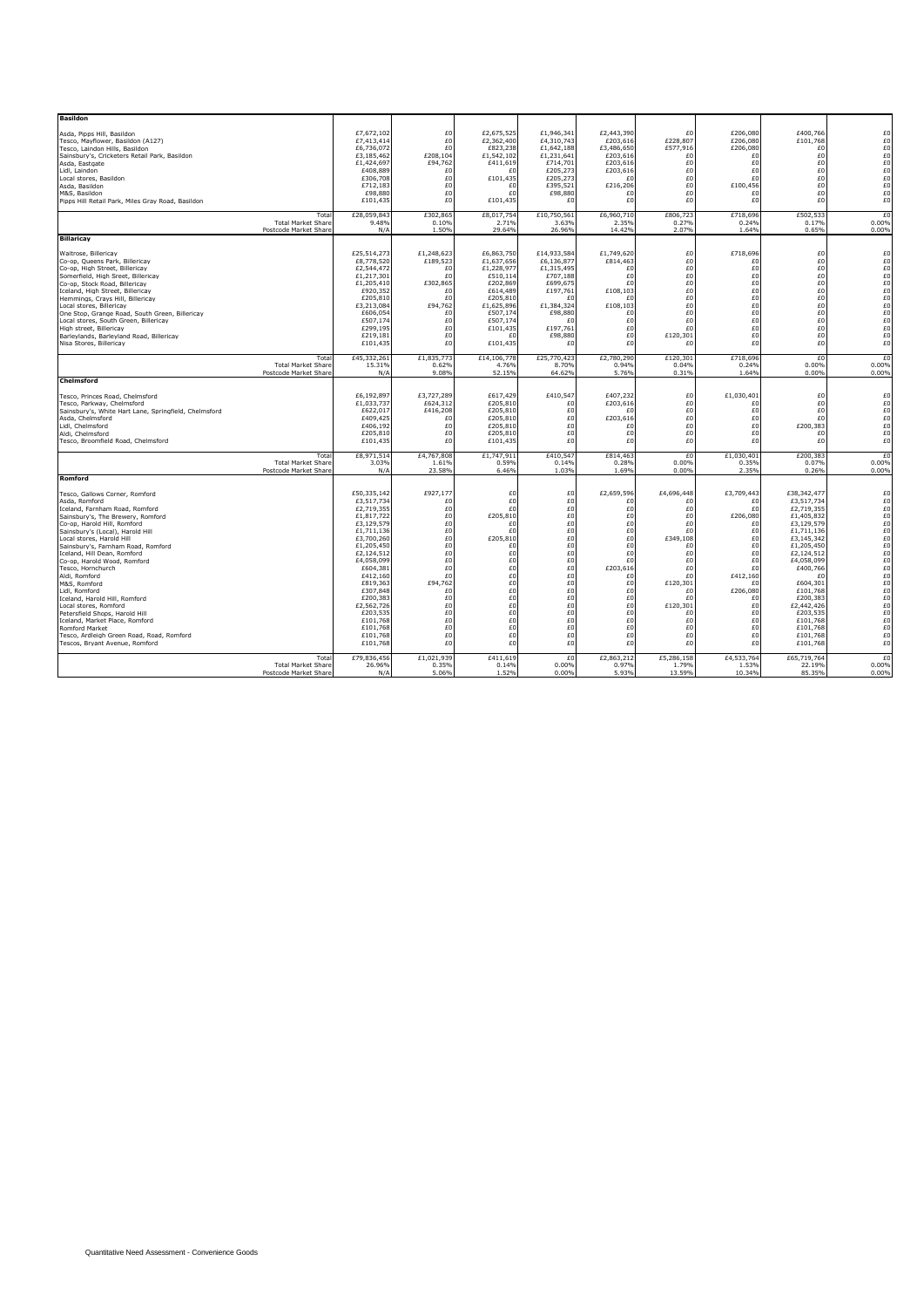| Basildon | | | | | | | | | |
|---|---|---|---|---|---|---|---|---|---|
| Asda, Pipps Hill, Basildon | £7,672,102 | £0 | £2,675,525 | £1,946,341 | £2,443,390 | £0 | £206,080 | £400,766 | £0 |
| Tesco, Mayflower, Basildon (A127) | £7,413,414 | £0 | £2,362,400 | £4,310,743 | £203,616 | £228,807 | £206,080 | £101,768 | £0 |
| Tesco, Laindon Hills, Basildon | £6,736,072 | £0 | £823,238 | £1,642,188 | £3,486,650 | £577,916 | £206,080 | £0 | £0 |
| Sainsbury's, Cricketers Retail Park, Basildon | £3,185,462 | £208,104 | £1,542,102 | £1,231,641 | £203,616 | £0 | £0 | £0 | £0 |
| Asda, Eastgate | £1,424,697 | £94,762 | £411,619 | £714,701 | £203,616 | £0 | £0 | £0 | £0 |
| Lidl, Laindon | £408,889 | £0 | £0 | £205,273 | £203,616 | £0 | £0 | £0 | £0 |
| Local stores, Basildon | £306,708 | £0 | £101,435 | £205,273 | £0 | £0 | £0 | £0 | £0 |
| Asda, Basildon | £712,183 | £0 | £0 | £395,521 | £216,206 | £0 | £100,456 | £0 | £0 |
| M&S, Basildon | £98,880 | £0 | £0 | £98,880 | £0 | £0 | £0 | £0 | £0 |
| Pipps Hill Retail Park, Miles Gray Road, Basildon | £101,435 | £0 | £101,435 | £0 | £0 | £0 | £0 | £0 | £0 |
| Total | £28,059,843 | £302,865 | £8,017,754 | £10,750,561 | £6,960,710 | £806,723 | £718,696 | £502,533 | £0 |
| Total Market Share | 9.48% | 0.10% | 2.71% | 3.63% | 2.35% | 0.27% | 0.24% | 0.17% | 0.00% |
| Postcode Market Share | N/A | 1.50% | 29.64% | 26.96% | 14.42% | 2.07% | 1.64% | 0.65% | 0.00% |
| **Billaricay** | | | | | | | | | |
| Waitrose, Billericay | £25,514,273 | £1,248,623 | £6,863,750 | £14,933,584 | £1,749,620 | £0 | £718,696 | £0 | £0 |
| Co-op, Queens Park, Billericay | £8,778,520 | £189,523 | £1,637,656 | £6,136,877 | £814,463 | £0 | £0 | £0 | £0 |
| Co-op, High Street, Billericay | £2,544,472 | £0 | £1,228,977 | £1,315,495 | £0 | £0 | £0 | £0 | £0 |
| Somerfield, High Sreet, Billericay | £1,217,301 | £0 | £510,114 | £707,188 | £0 | £0 | £0 | £0 | £0 |
| Co-op, Stock Road, Billericay | £1,205,410 | £302,865 | £202,869 | £699,675 | £0 | £0 | £0 | £0 | £0 |
| Iceland, High Street, Billericay | £920,352 | £0 | £614,489 | £197,761 | £108,103 | £0 | £0 | £0 | £0 |
| Hemmings, Crays Hill, Billericay | £205,810 | £0 | £205,810 | £0 | £0 | £0 | £0 | £0 | £0 |
| Local stores, Billericay | £3,213,084 | £94,762 | £1,625,896 | £1,384,324 | £108,103 | £0 | £0 | £0 | £0 |
| One Stop, Grange Road, South Green, Billericay | £606,054 | £0 | £507,174 | £98,880 | £0 | £0 | £0 | £0 | £0 |
| Local stores, South Green, Billericay | £507,174 | £0 | £507,174 | £0 | £0 | £0 | £0 | £0 | £0 |
| High street, Billericay | £299,195 | £0 | £101,435 | £197,761 | £0 | £0 | £0 | £0 | £0 |
| Barleylands, Barleyland Road, Billericay | £219,181 | £0 | £0 | £98,880 | £0 | £120,301 | £0 | £0 | £0 |
| Nisa Stores, Billericay | £101,435 | £0 | £101,435 | £0 | £0 | £0 | £0 | £0 | £0 |
| Total | £45,332,261 | £1,835,773 | £14,106,778 | £25,770,423 | £2,780,290 | £120,301 | £718,696 | £0 | £0 |
| Total Market Share | 15.31% | 0.62% | 4.76% | 8.70% | 0.94% | 0.04% | 0.24% | 0.00% | 0.00% |
| Postcode Market Share | N/A | 9.08% | 52.15% | 64.62% | 5.76% | 0.31% | 1.64% | 0.00% | 0.00% |
| **Chelmsford** | | | | | | | | | |
| Tesco, Princes Road, Chelmsford | £6,192,897 | £3,727,289 | £617,429 | £410,547 | £407,232 | £0 | £1,030,401 | £0 | £0 |
| Tesco, Parkway, Chelmsford | £1,033,737 | £624,312 | £205,810 | £0 | £203,616 | £0 | £0 | £0 | £0 |
| Sainsbury's, White Hart Lane, Springfield, Chelmsford | £622,017 | £416,208 | £205,810 | £0 | £0 | £0 | £0 | £0 | £0 |
| Asda, Chelmsford | £409,425 | £0 | £205,810 | £0 | £203,616 | £0 | £0 | £0 | £0 |
| Lidl, Chelmsford | £406,192 | £0 | £205,810 | £0 | £0 | £0 | £0 | £200,383 | £0 |
| Aldi, Chelmsford | £205,810 | £0 | £205,810 | £0 | £0 | £0 | £0 | £0 | £0 |
| Tesco, Broomfield Road, Chelmsford | £101,435 | £0 | £101,435 | £0 | £0 | £0 | £0 | £0 | £0 |
| Total | £8,971,514 | £4,767,808 | £1,747,911 | £410,547 | £814,463 | £0 | £1,030,401 | £200,383 | £0 |
| Total Market Share | 3.03% | 1.61% | 0.59% | 0.14% | 0.28% | 0.00% | 0.35% | 0.07% | 0.00% |
| Postcode Market Share | N/A | 23.58% | 6.46% | 1.03% | 1.69% | 0.00% | 2.35% | 0.26% | 0.00% |
| **Romford** | | | | | | | | | |
| Tesco, Gallows Corner, Romford | £50,335,142 | £927,177 | £0 | £0 | £2,659,596 | £4,696,448 | £3,709,443 | £38,342,477 | £0 |
| Asda, Romford | £3,517,734 | £0 | £0 | £0 | £0 | £0 | £0 | £3,517,734 | £0 |
| Iceland, Farnham Road, Romford | £2,719,355 | £0 | £0 | £0 | £0 | £0 | £0 | £2,719,355 | £0 |
| Sainsbury's, The Brewery, Romford | £1,817,722 | £0 | £205,810 | £0 | £0 | £0 | £206,080 | £1,405,832 | £0 |
| Co-op, Harold Hill, Romford | £3,129,579 | £0 | £0 | £0 | £0 | £0 | £0 | £3,129,579 | £0 |
| Sainsbury's (Local), Harold Hill | £1,711,136 | £0 | £0 | £0 | £0 | £0 | £0 | £1,711,136 | £0 |
| Local stores, Harold Hill | £3,700,260 | £0 | £205,810 | £0 | £0 | £349,108 | £0 | £3,145,342 | £0 |
| Sainsbury's, Farnham Road, Romford | £1,205,450 | £0 | £0 | £0 | £0 | £0 | £0 | £1,205,450 | £0 |
| Iceland, Hill Dean, Romford | £2,124,512 | £0 | £0 | £0 | £0 | £0 | £0 | £2,124,512 | £0 |
| Co-op, Harold Wood, Romford | £4,058,099 | £0 | £0 | £0 | £0 | £0 | £0 | £4,058,099 | £0 |
| Tesco, Hornchurch | £604,381 | £0 | £0 | £0 | £203,616 | £0 | £0 | £400,766 | £0 |
| Aldi, Romford | £412,160 | £0 | £0 | £0 | £0 | £0 | £412,160 | £0 | £0 |
| M&S, Romford | £819,363 | £94,762 | £0 | £0 | £0 | £120,301 | £0 | £604,301 | £0 |
| Lidl, Romford | £307,848 | £0 | £0 | £0 | £0 | £0 | £206,080 | £101,768 | £0 |
| Iceland, Harold Hill, Romford | £200,383 | £0 | £0 | £0 | £0 | £0 | £0 | £200,383 | £0 |
| Local stores, Romford | £2,562,726 | £0 | £0 | £0 | £0 | £120,301 | £0 | £2,442,426 | £0 |
| Petersfield Shops, Harold Hill | £203,535 | £0 | £0 | £0 | £0 | £0 | £0 | £203,535 | £0 |
| Iceland, Market Place, Romford | £101,768 | £0 | £0 | £0 | £0 | £0 | £0 | £101,768 | £0 |
| Romford Market | £101,768 | £0 | £0 | £0 | £0 | £0 | £0 | £101,768 | £0 |
| Tesco, Ardleigh Green Road, Road, Romford | £101,768 | £0 | £0 | £0 | £0 | £0 | £0 | £101,768 | £0 |
| Tescos, Bryant Avenue, Romford | £101,768 | £0 | £0 | £0 | £0 | £0 | £0 | £101,768 | £0 |
| Total | £79,836,456 | £1,021,939 | £411,619 | £0 | £2,863,212 | £5,286,158 | £4,533,764 | £65,719,764 | £0 |
| Total Market Share | 26.96% | 0.35% | 0.14% | 0.00% | 0.97% | 1.79% | 1.53% | 22.19% | 0.00% |
| Postcode Market Share | N/A | 5.06% | 1.52% | 0.00% | 5.93% | 13.59% | 10.34% | 85.35% | 0.00% |

Quantitative Need Assessment - Convenience Goods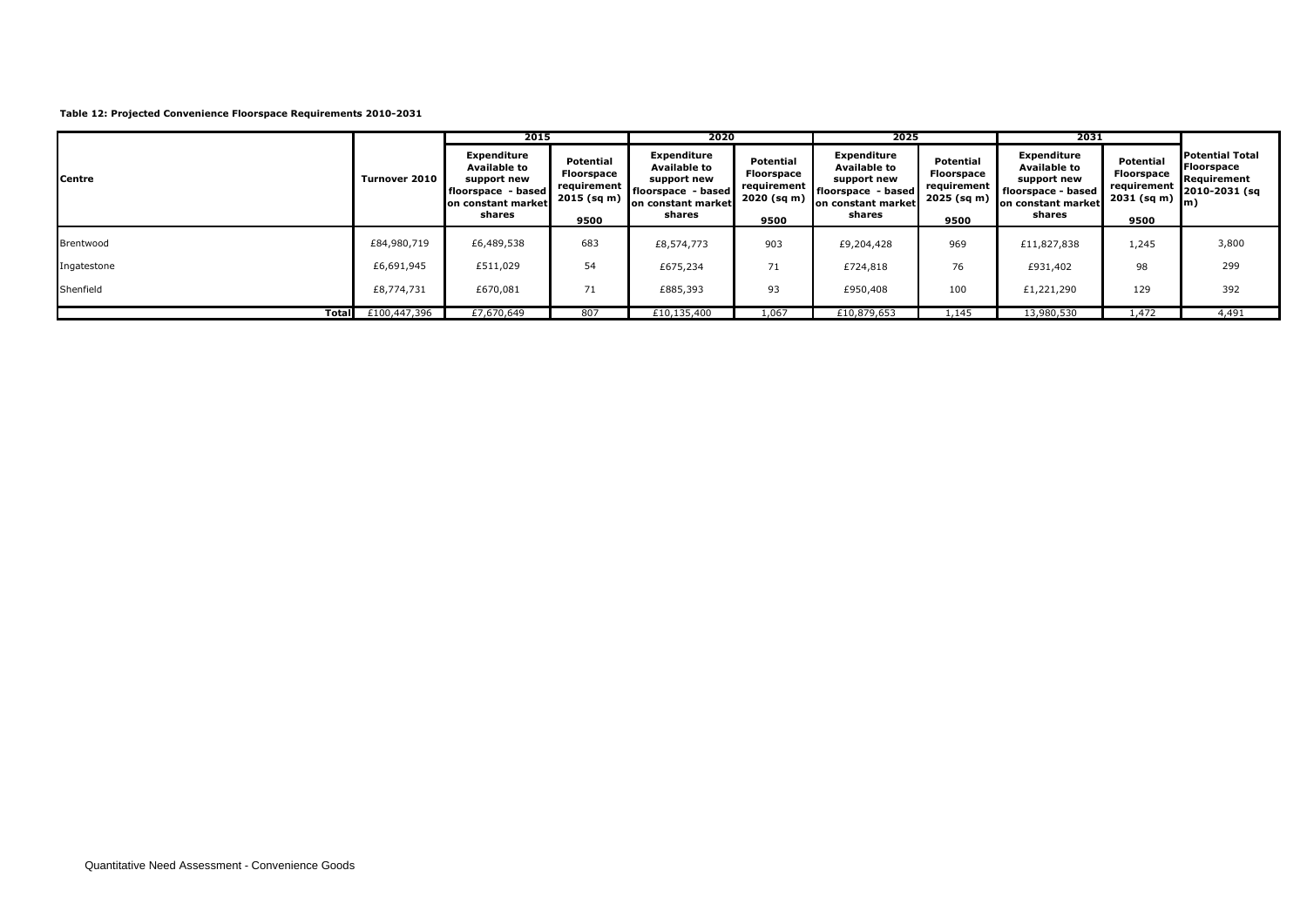**Table 12: Projected Convenience Floorspace Requirements 2010-2031**

| Centre | Turnover 2010 | 2015 | | 2020 | | 2025 | | 2031 | | Potential Total Floorspace Requirement 2010-2031 (sq m) |
|---|---|---|---|---|---|---|---|---|---|---|
| | | Expenditure Available to support new floorspace - based on constant market shares | Potential Floorspace requirement 2015 (sq m) 9500 | Expenditure Available to support new floorspace - based on constant market shares | Potential Floorspace requirement 2020 (sq m) 9500 | Expenditure Available to support new floorspace - based on constant market shares | Potential Floorspace requirement 2025 (sq m) 9500 | Expenditure Available to support new floorspace - based on constant market shares | Potential Floorspace requirement 2031 (sq m) 9500 | |
| Brentwood | £84,980,719 | £6,489,538 | 683 | £8,574,773 | 903 | £9,204,428 | 969 | £11,827,838 | 1,245 | 3,800 |
| Ingatestone | £6,691,945 | £511,029 | 54 | £675,234 | 71 | £724,818 | 76 | £931,402 | 98 | 299 |
| Shenfield | £8,774,731 | £670,081 | 71 | £885,393 | 93 | £950,408 | 100 | £1,221,290 | 129 | 392 |
| Total | £100,447,396 | £7,670,649 | 807 | £10,135,400 | 1,067 | £10,879,653 | 1,145 | 13,980,530 | 1,472 | 4,491 |

Quantitative Need Assessment - Convenience Goods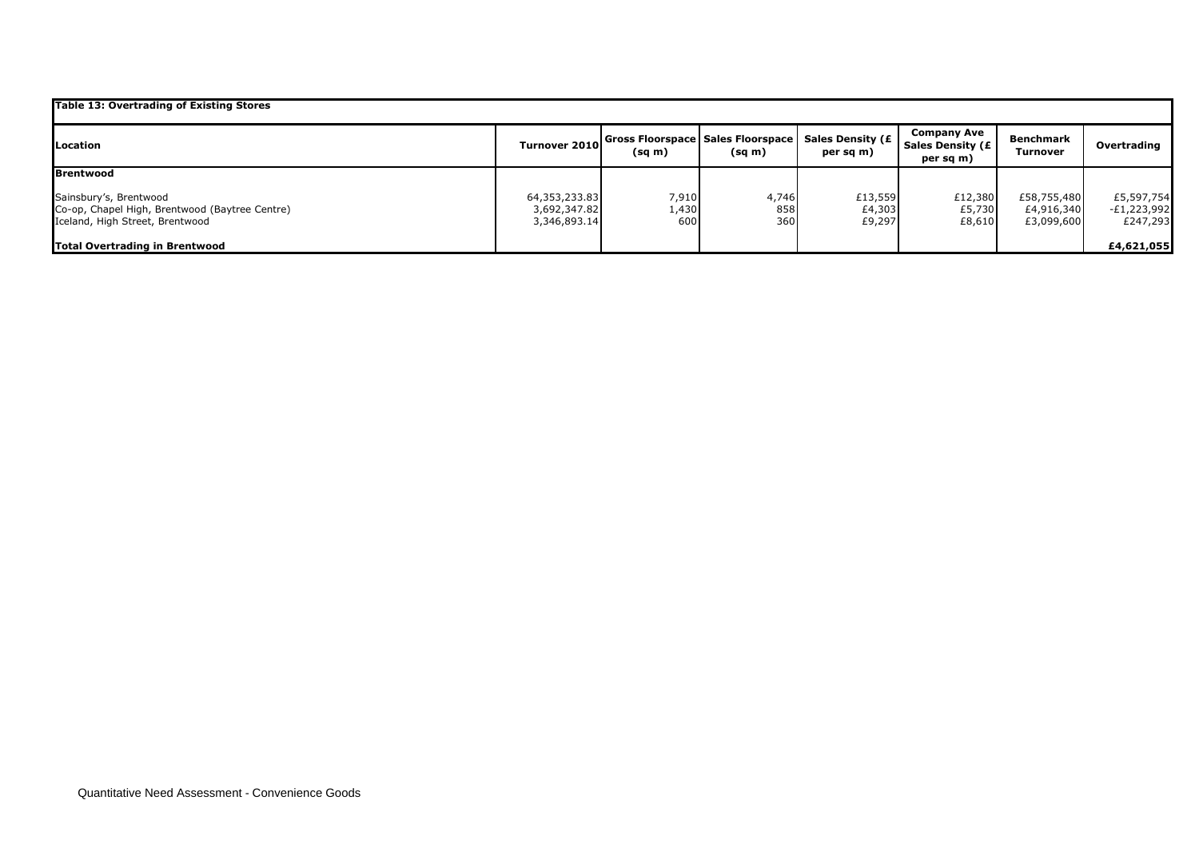**Table 13: Overtrading of Existing Stores**

| Location | Turnover 2010 | Gross Floorspace (sq m) | Sales Floorspace (sq m) | Sales Density (£ per sq m) | Company Ave Sales Density (£ per sq m) | Benchmark Turnover | Overtrading |
|---|---|---|---|---|---|---|---|
| **Brentwood** | | | | | | | |
| Sainsbury's, Brentwood | 64,353,233.83 | 7,910 | 4,746 | £13,559 | £12,380 | £58,755,480 | £5,597,754 |
| Co-op, Chapel High, Brentwood (Baytree Centre) | 3,692,347.82 | 1,430 | 858 | £4,303 | £5,730 | £4,916,340 | -£1,223,992 |
| Iceland, High Street, Brentwood | 3,346,893.14 | 600 | 360 | £9,297 | £8,610 | £3,099,600 | £247,293 |
| **Total Overtrading in Brentwood** | | | | | | | **£4,621,055** |

Quantitative Need Assessment - Convenience Goods